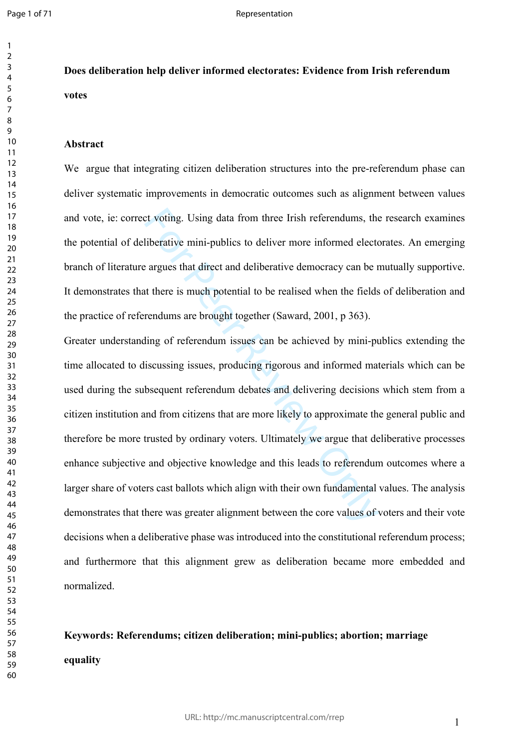**Does deliberation help deliver informed electorates: Evidence from Irish referendum votes**

**Abstract**

We argue that integrating citizen deliberation structures into the pre-referendum phase can deliver systematic improvements in democratic outcomes such as alignment between values and vote, ie: correct voting. Using data from three Irish referendums, the research examines the potential of deliberative mini-publics to deliver more informed electorates. An emerging branch of literature argues that direct and deliberative democracy can be mutually supportive. It demonstrates that there is much potential to be realised when the fields of deliberation and the practice of referendums are brought together (Saward, 2001, p 363).

Greater understanding of referendum issues can be achieved by mini-publics extending the time allocated to discussing issues, producing rigorous and informed materials which can be used during the subsequent referendum debates and delivering decisions which stem from a citizen institution and from citizens that are more likely to approximate the general public and therefore be more trusted by ordinary voters. Ultimately we argue that deliberative processes enhance subjective and objective knowledge and this leads to referendum outcomes where a larger share of voters cast ballots which align with their own fundamental values. The analysis demonstrates that there was greater alignment between the core values of voters and their vote decisions when a deliberative phase was introduced into the constitutional referendum process; and furthermore that this alignment grew as deliberation became more embedded and normalized.

**Keywords: Referendums; citizen deliberation; mini-publics; abortion; marriage equality**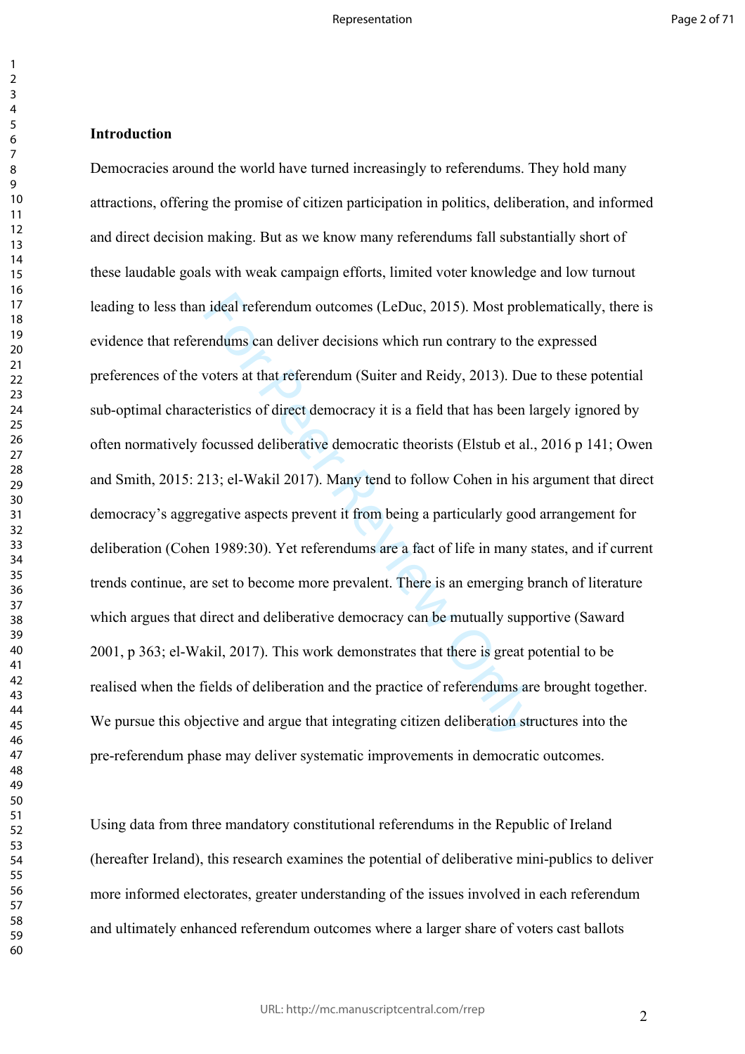## Introduction

Democracies around the world have turned increasingly to referendums. They hold many attractions, offering the promise of citizen participation in politics, deliberation, and informed and direct decision making. But as we know many referendums fall substantially short of these laudable goals with weak campaign efforts, limited voter knowledge and low turnout leading to less than ideal referendum outcomes (LeDuc, 2015). Most problematically, there is evidence that referendums can deliver decisions which run contrary to the expressed preferences of the voters at that referendum (Suiter and Reidy, 2013). Due to these potential sub-optimal characteristics of direct democracy it is a field that has been largely ignored by often normatively focussed deliberative democratic theorists (Elstub et al., 2016 p 141; Owen and Smith, 2015: 213; el-Wakil 2017). Many tend to follow Cohen in his argument that direct democracy's aggregative aspects prevent it from being a particularly good arrangement for deliberation (Cohen 1989:30). Yet referendums are a fact of life in many states, and if current trends continue, are set to become more prevalent. There is an emerging branch of literature which argues that direct and deliberative democracy can be mutually supportive (Saward 2001, p 363; el-Wakil, 2017). This work demonstrates that there is great potential to be realised when the fields of deliberation and the practice of referendums are brought together. We pursue this objective and argue that integrating citizen deliberation structures into the pre-referendum phase may deliver systematic improvements in democratic outcomes.

Using data from three mandatory constitutional referendums in the Republic of Ireland (hereafter Ireland), this research examines the potential of deliberative mini-publics to deliver more informed electorates, greater understanding of the issues involved in each referendum and ultimately enhanced referendum outcomes where a larger share of voters cast ballots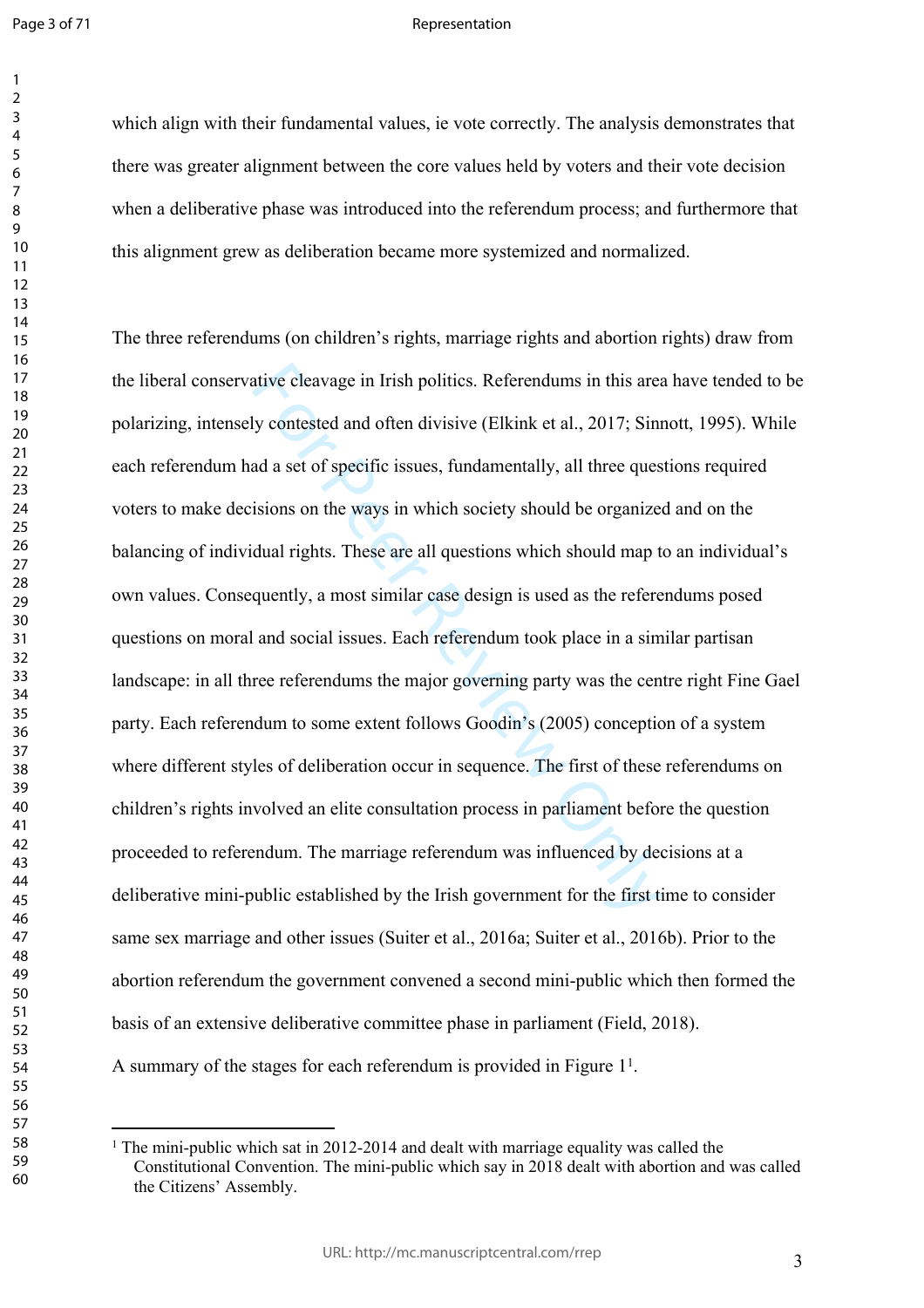which align with their fundamental values, ie vote correctly. The analysis demonstrates that there was greater alignment between the core values held by voters and their vote decision when a deliberative phase was introduced into the referendum process; and furthermore that this alignment grew as deliberation became more systemized and normalized.

The three referendums (on children's rights, marriage rights and abortion rights) draw from the liberal conservative cleavage in Irish politics. Referendums in this area have tended to be polarizing, intensely contested and often divisive (Elkink et al., 2017; Sinnott, 1995). While each referendum had a set of specific issues, fundamentally, all three questions required voters to make decisions on the ways in which society should be organized and on the balancing of individual rights. These are all questions which should map to an individual's own values. Consequently, a most similar case design is used as the referendums posed questions on moral and social issues. Each referendum took place in a similar partisan landscape: in all three referendums the major governing party was the centre right Fine Gael party. Each referendum to some extent follows Goodin's (2005) conception of a system where different styles of deliberation occur in sequence. The first of these referendums on children's rights involved an elite consultation process in parliament before the question proceeded to referendum. The marriage referendum was influenced by decisions at a deliberative mini-public established by the Irish government for the first time to consider same sex marriage and other issues (Suiter et al., 2016a; Suiter et al., 2016b). Prior to the abortion referendum the government convened a second mini-public which then formed the basis of an extensive deliberative committee phase in parliament (Field, 2018). A summary of the stages for each referendum is provided in Figure 1[1].

[1] The mini-public which sat in 2012-2014 and dealt with marriage equality was called the Constitutional Convention. The mini-public which say in 2018 dealt with abortion and was called the Citizens' Assembly.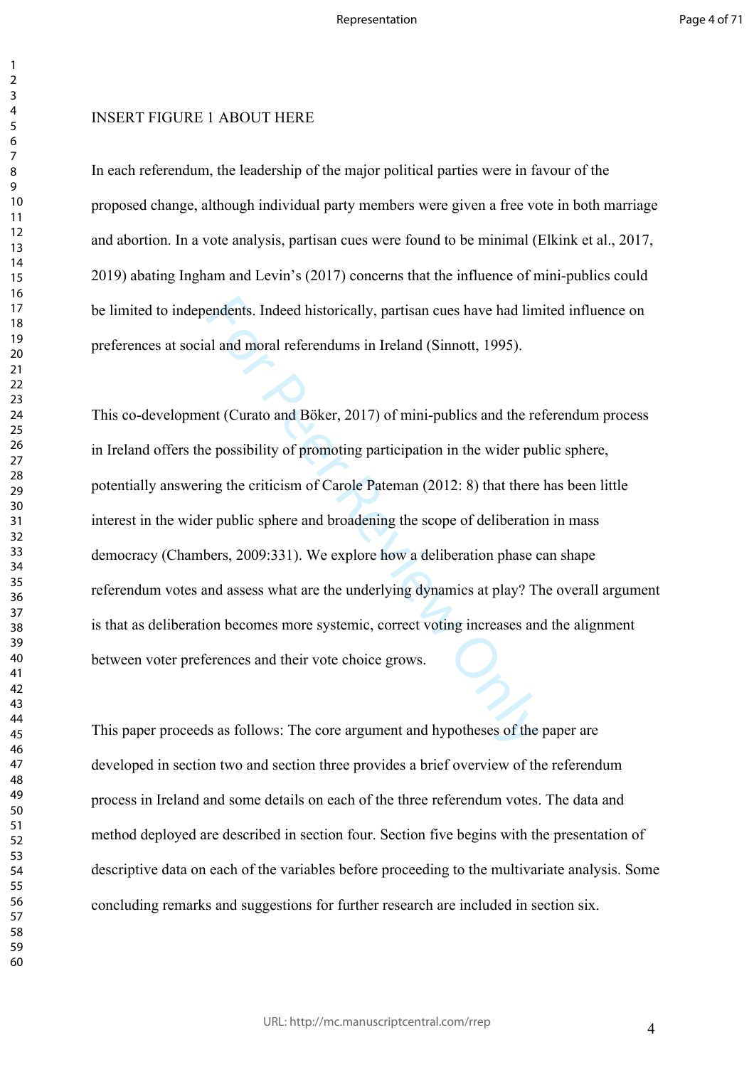INSERT FIGURE 1 ABOUT HERE

In each referendum, the leadership of the major political parties were in favour of the proposed change, although individual party members were given a free vote in both marriage and abortion. In a vote analysis, partisan cues were found to be minimal (Elkink et al., 2017, 2019) abating Ingham and Levin's (2017) concerns that the influence of mini-publics could be limited to independents. Indeed historically, partisan cues have had limited influence on preferences at social and moral referendums in Ireland (Sinnott, 1995).

This co-development (Curato and Böker, 2017) of mini-publics and the referendum process in Ireland offers the possibility of promoting participation in the wider public sphere, potentially answering the criticism of Carole Pateman (2012: 8) that there has been little interest in the wider public sphere and broadening the scope of deliberation in mass democracy (Chambers, 2009:331). We explore how a deliberation phase can shape referendum votes and assess what are the underlying dynamics at play? The overall argument is that as deliberation becomes more systemic, correct voting increases and the alignment between voter preferences and their vote choice grows.

This paper proceeds as follows: The core argument and hypotheses of the paper are developed in section two and section three provides a brief overview of the referendum process in Ireland and some details on each of the three referendum votes. The data and method deployed are described in section four. Section five begins with the presentation of descriptive data on each of the variables before proceeding to the multivariate analysis. Some concluding remarks and suggestions for further research are included in section six.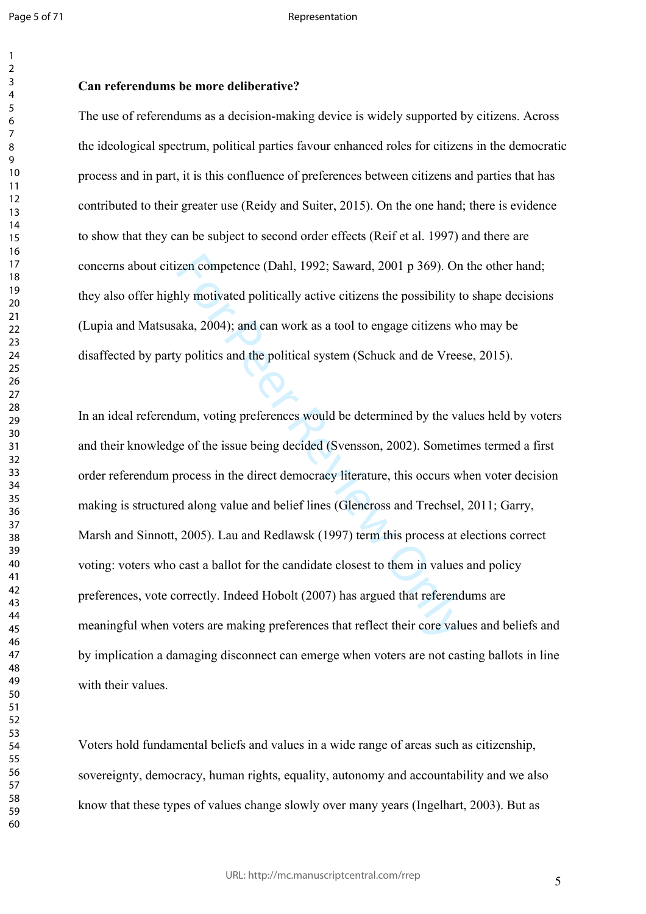**Can referendums be more deliberative?**

The use of referendums as a decision-making device is widely supported by citizens. Across the ideological spectrum, political parties favour enhanced roles for citizens in the democratic process and in part, it is this confluence of preferences between citizens and parties that has contributed to their greater use (Reidy and Suiter, 2015). On the one hand; there is evidence to show that they can be subject to second order effects (Reif et al. 1997) and there are concerns about citizen competence (Dahl, 1992; Saward, 2001 p 369). On the other hand; they also offer highly motivated politically active citizens the possibility to shape decisions (Lupia and Matsusaka, 2004); and can work as a tool to engage citizens who may be disaffected by party politics and the political system (Schuck and de Vreese, 2015).

In an ideal referendum, voting preferences would be determined by the values held by voters and their knowledge of the issue being decided (Svensson, 2002). Sometimes termed a first order referendum process in the direct democracy literature, this occurs when voter decision making is structured along value and belief lines (Glencross and Trechsel, 2011; Garry, Marsh and Sinnott, 2005). Lau and Redlawsk (1997) term this process at elections correct voting: voters who cast a ballot for the candidate closest to them in values and policy preferences, vote correctly. Indeed Hobolt (2007) has argued that referendums are meaningful when voters are making preferences that reflect their core values and beliefs and by implication a damaging disconnect can emerge when voters are not casting ballots in line with their values.

Voters hold fundamental beliefs and values in a wide range of areas such as citizenship, sovereignty, democracy, human rights, equality, autonomy and accountability and we also know that these types of values change slowly over many years (Ingelhart, 2003). But as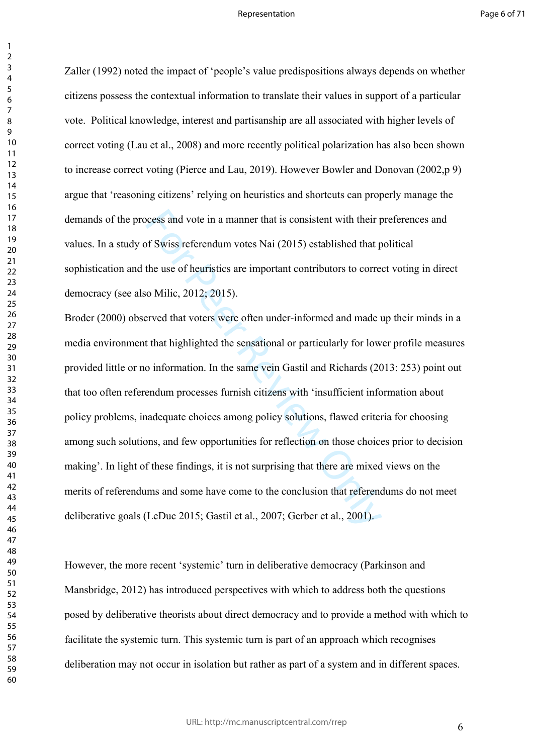Zaller (1992) noted the impact of 'people's value predispositions always depends on whether citizens possess the contextual information to translate their values in support of a particular vote. Political knowledge, interest and partisanship are all associated with higher levels of correct voting (Lau et al., 2008) and more recently political polarization has also been shown to increase correct voting (Pierce and Lau, 2019). However Bowler and Donovan (2002,p 9) argue that 'reasoning citizens' relying on heuristics and shortcuts can properly manage the demands of the process and vote in a manner that is consistent with their preferences and values. In a study of Swiss referendum votes Nai (2015) established that political sophistication and the use of heuristics are important contributors to correct voting in direct democracy (see also Milic, 2012; 2015).

Broder (2000) observed that voters were often under-informed and made up their minds in a media environment that highlighted the sensational or particularly for lower profile measures provided little or no information. In the same vein Gastil and Richards (2013: 253) point out that too often referendum processes furnish citizens with 'insufficient information about policy problems, inadequate choices among policy solutions, flawed criteria for choosing among such solutions, and few opportunities for reflection on those choices prior to decision making'. In light of these findings, it is not surprising that there are mixed views on the merits of referendums and some have come to the conclusion that referendums do not meet deliberative goals (LeDuc 2015; Gastil et al., 2007; Gerber et al., 2001).

However, the more recent 'systemic' turn in deliberative democracy (Parkinson and Mansbridge, 2012) has introduced perspectives with which to address both the questions posed by deliberative theorists about direct democracy and to provide a method with which to facilitate the systemic turn. This systemic turn is part of an approach which recognises deliberation may not occur in isolation but rather as part of a system and in different spaces.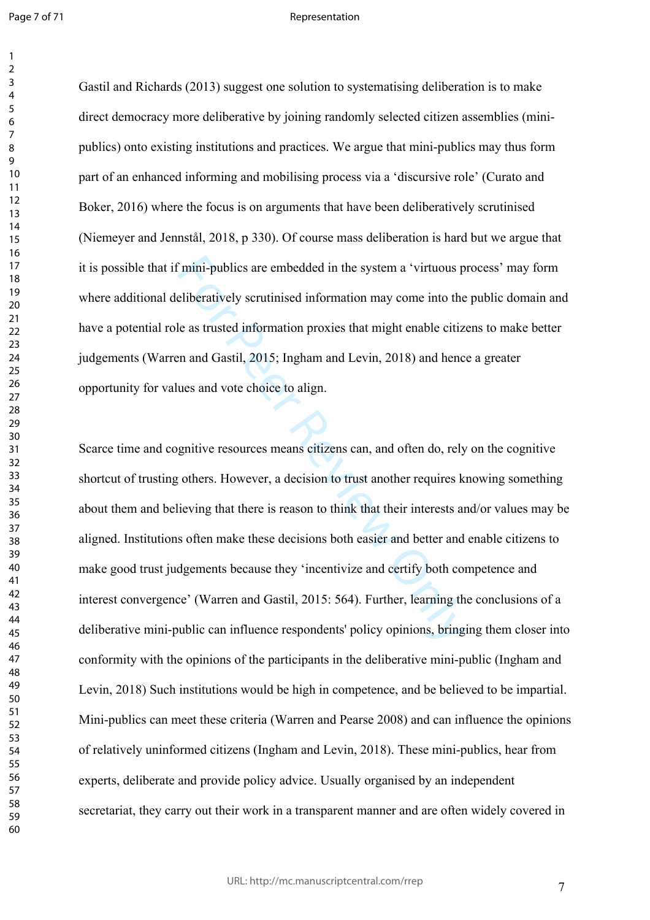Gastil and Richards (2013) suggest one solution to systematising deliberation is to make direct democracy more deliberative by joining randomly selected citizen assemblies (mini-publics) onto existing institutions and practices. We argue that mini-publics may thus form part of an enhanced informing and mobilising process via a 'discursive role' (Curato and Boker, 2016) where the focus is on arguments that have been deliberatively scrutinised (Niemeyer and Jennstål, 2018, p 330). Of course mass deliberation is hard but we argue that it is possible that if mini-publics are embedded in the system a 'virtuous process' may form where additional deliberatively scrutinised information may come into the public domain and have a potential role as trusted information proxies that might enable citizens to make better judgements (Warren and Gastil, 2015; Ingham and Levin, 2018) and hence a greater opportunity for values and vote choice to align.

Scarce time and cognitive resources means citizens can, and often do, rely on the cognitive shortcut of trusting others. However, a decision to trust another requires knowing something about them and believing that there is reason to think that their interests and/or values may be aligned. Institutions often make these decisions both easier and better and enable citizens to make good trust judgements because they 'incentivize and certify both competence and interest convergence' (Warren and Gastil, 2015: 564). Further, learning the conclusions of a deliberative mini-public can influence respondents' policy opinions, bringing them closer into conformity with the opinions of the participants in the deliberative mini-public (Ingham and Levin, 2018) Such institutions would be high in competence, and be believed to be impartial. Mini-publics can meet these criteria (Warren and Pearse 2008) and can influence the opinions of relatively uninformed citizens (Ingham and Levin, 2018). These mini-publics, hear from experts, deliberate and provide policy advice. Usually organised by an independent secretariat, they carry out their work in a transparent manner and are often widely covered in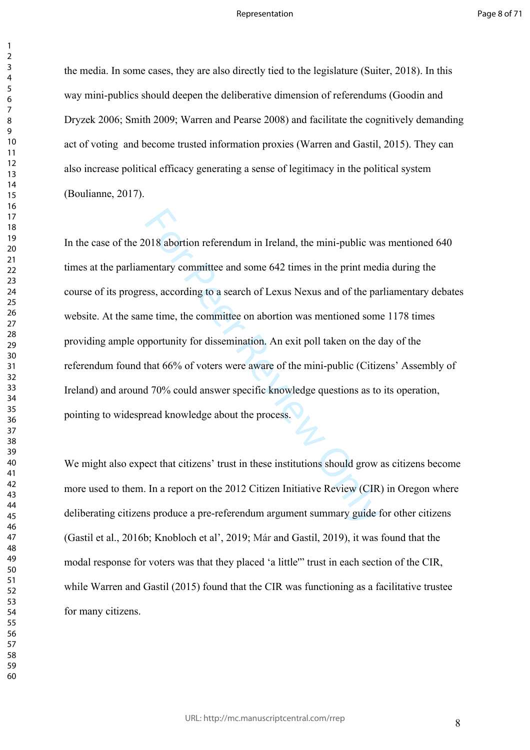the media. In some cases, they are also directly tied to the legislature (Suiter, 2018). In this way mini-publics should deepen the deliberative dimension of referendums (Goodin and Dryzek 2006; Smith 2009; Warren and Pearse 2008) and facilitate the cognitively demanding act of voting  and become trusted information proxies (Warren and Gastil, 2015). They can also increase political efficacy generating a sense of legitimacy in the political system (Boulianne, 2017).

In the case of the 2018 abortion referendum in Ireland, the mini-public was mentioned 640 times at the parliamentary committee and some 642 times in the print media during the course of its progress, according to a search of Lexus Nexus and of the parliamentary debates website. At the same time, the committee on abortion was mentioned some 1178 times providing ample opportunity for dissemination. An exit poll taken on the day of the referendum found that 66% of voters were aware of the mini-public (Citizens' Assembly of Ireland) and around 70% could answer specific knowledge questions as to its operation, pointing to widespread knowledge about the process.

We might also expect that citizens' trust in these institutions should grow as citizens become more used to them. In a report on the 2012 Citizen Initiative Review (CIR) in Oregon where deliberating citizens produce a pre-referendum argument summary guide for other citizens (Gastil et al., 2016b; Knobloch et al', 2019; Már and Gastil, 2019), it was found that the modal response for voters was that they placed 'a little'" trust in each section of the CIR, while Warren and Gastil (2015) found that the CIR was functioning as a facilitative trustee for many citizens.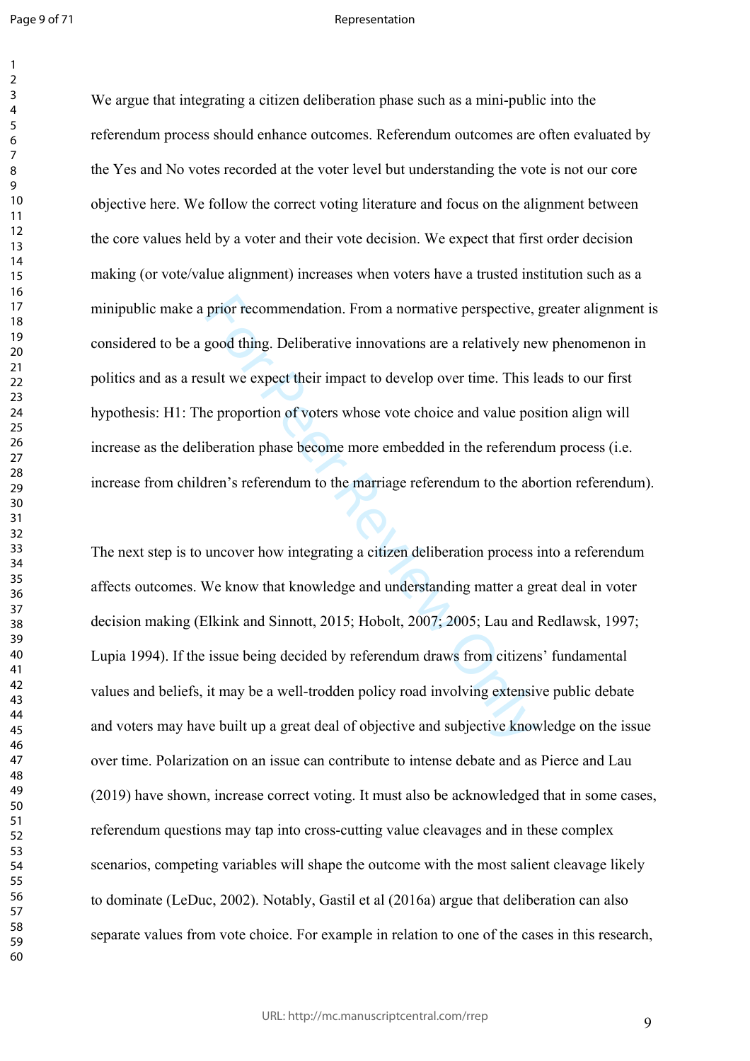We argue that integrating a citizen deliberation phase such as a mini-public into the referendum process should enhance outcomes. Referendum outcomes are often evaluated by the Yes and No votes recorded at the voter level but understanding the vote is not our core objective here. We follow the correct voting literature and focus on the alignment between the core values held by a voter and their vote decision. We expect that first order decision making (or vote/value alignment) increases when voters have a trusted institution such as a minipublic make a prior recommendation. From a normative perspective, greater alignment is considered to be a good thing. Deliberative innovations are a relatively new phenomenon in politics and as a result we expect their impact to develop over time. This leads to our first hypothesis: H1: The proportion of voters whose vote choice and value position align will increase as the deliberation phase become more embedded in the referendum process (i.e. increase from children's referendum to the marriage referendum to the abortion referendum).

The next step is to uncover how integrating a citizen deliberation process into a referendum affects outcomes. We know that knowledge and understanding matter a great deal in voter decision making (Elkink and Sinnott, 2015; Hobolt, 2007; 2005; Lau and Redlawsk, 1997; Lupia 1994). If the issue being decided by referendum draws from citizens' fundamental values and beliefs, it may be a well-trodden policy road involving extensive public debate and voters may have built up a great deal of objective and subjective knowledge on the issue over time. Polarization on an issue can contribute to intense debate and as Pierce and Lau (2019) have shown, increase correct voting. It must also be acknowledged that in some cases, referendum questions may tap into cross-cutting value cleavages and in these complex scenarios, competing variables will shape the outcome with the most salient cleavage likely to dominate (LeDuc, 2002). Notably, Gastil et al (2016a) argue that deliberation can also separate values from vote choice. For example in relation to one of the cases in this research,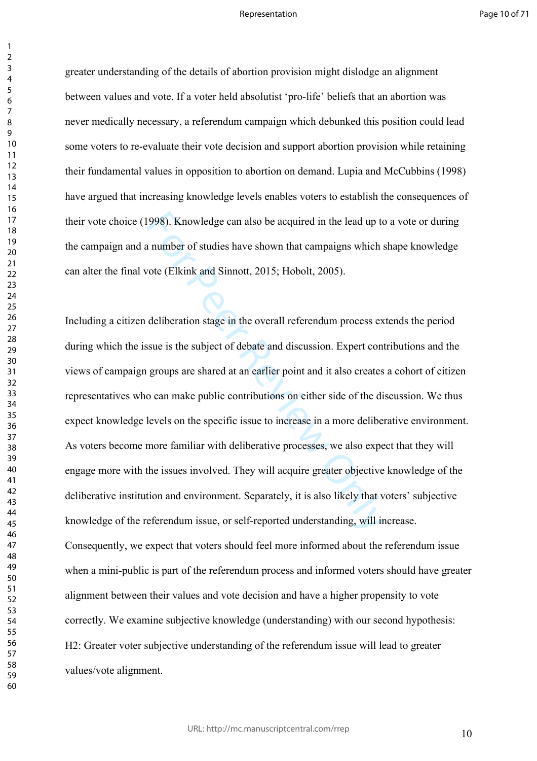greater understanding of the details of abortion provision might dislodge an alignment between values and vote. If a voter held absolutist 'pro-life' beliefs that an abortion was never medically necessary, a referendum campaign which debunked this position could lead some voters to re-evaluate their vote decision and support abortion provision while retaining their fundamental values in opposition to abortion on demand. Lupia and McCubbins (1998) have argued that increasing knowledge levels enables voters to establish the consequences of their vote choice (1998). Knowledge can also be acquired in the lead up to a vote or during the campaign and a number of studies have shown that campaigns which shape knowledge can alter the final vote (Elkink and Sinnott, 2015; Hobolt, 2005).

Including a citizen deliberation stage in the overall referendum process extends the period during which the issue is the subject of debate and discussion. Expert contributions and the views of campaign groups are shared at an earlier point and it also creates a cohort of citizen representatives who can make public contributions on either side of the discussion. We thus expect knowledge levels on the specific issue to increase in a more deliberative environment. As voters become more familiar with deliberative processes, we also expect that they will engage more with the issues involved. They will acquire greater objective knowledge of the deliberative institution and environment. Separately, it is also likely that voters' subjective knowledge of the referendum issue, or self-reported understanding, will increase. Consequently, we expect that voters should feel more informed about the referendum issue when a mini-public is part of the referendum process and informed voters should have greater alignment between their values and vote decision and have a higher propensity to vote correctly. We examine subjective knowledge (understanding) with our second hypothesis:

H2: Greater voter subjective understanding of the referendum issue will lead to greater values/vote alignment.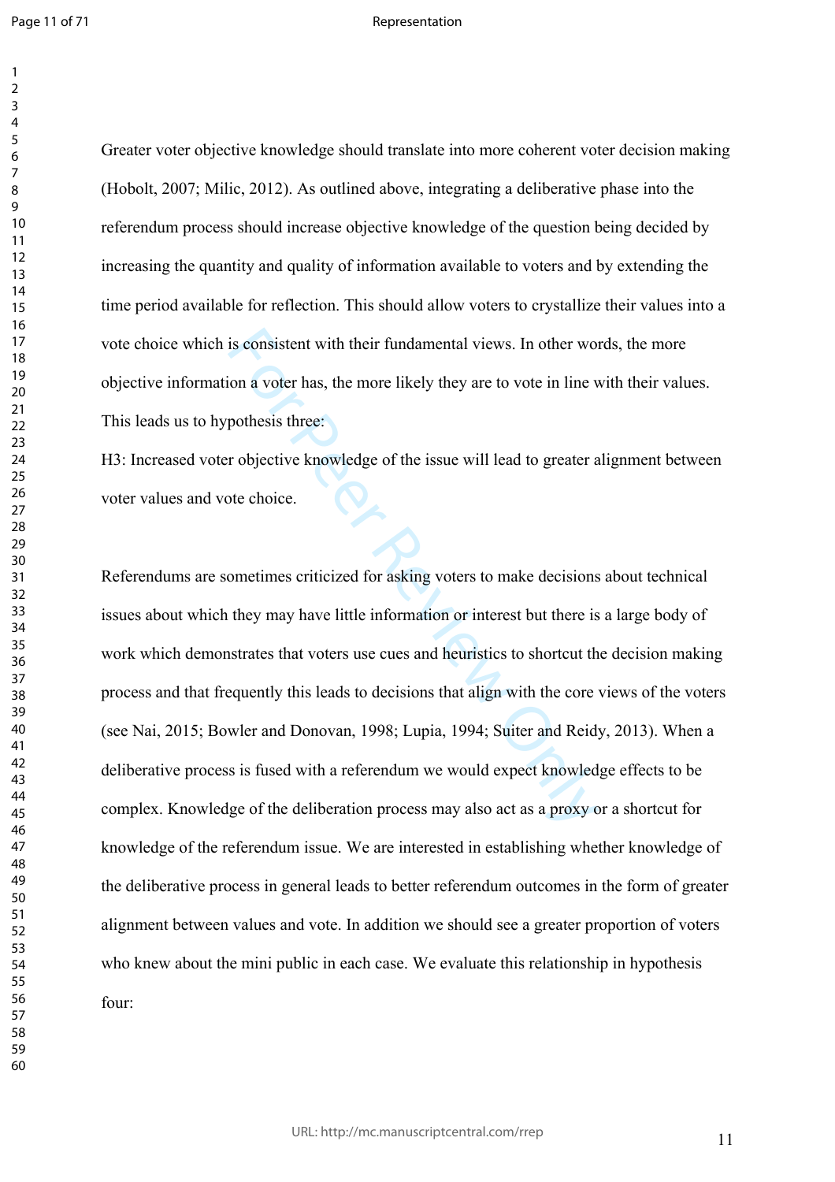Greater voter objective knowledge should translate into more coherent voter decision making (Hobolt, 2007; Milic, 2012). As outlined above, integrating a deliberative phase into the referendum process should increase objective knowledge of the question being decided by increasing the quantity and quality of information available to voters and by extending the time period available for reflection. This should allow voters to crystallize their values into a vote choice which is consistent with their fundamental views. In other words, the more objective information a voter has, the more likely they are to vote in line with their values. This leads us to hypothesis three:

H3: Increased voter objective knowledge of the issue will lead to greater alignment between voter values and vote choice.

Referendums are sometimes criticized for asking voters to make decisions about technical issues about which they may have little information or interest but there is a large body of work which demonstrates that voters use cues and heuristics to shortcut the decision making process and that frequently this leads to decisions that align with the core views of the voters (see Nai, 2015; Bowler and Donovan, 1998; Lupia, 1994; Suiter and Reidy, 2013). When a deliberative process is fused with a referendum we would expect knowledge effects to be complex. Knowledge of the deliberation process may also act as a proxy or a shortcut for knowledge of the referendum issue. We are interested in establishing whether knowledge of the deliberative process in general leads to better referendum outcomes in the form of greater alignment between values and vote. In addition we should see a greater proportion of voters who knew about the mini public in each case. We evaluate this relationship in hypothesis four: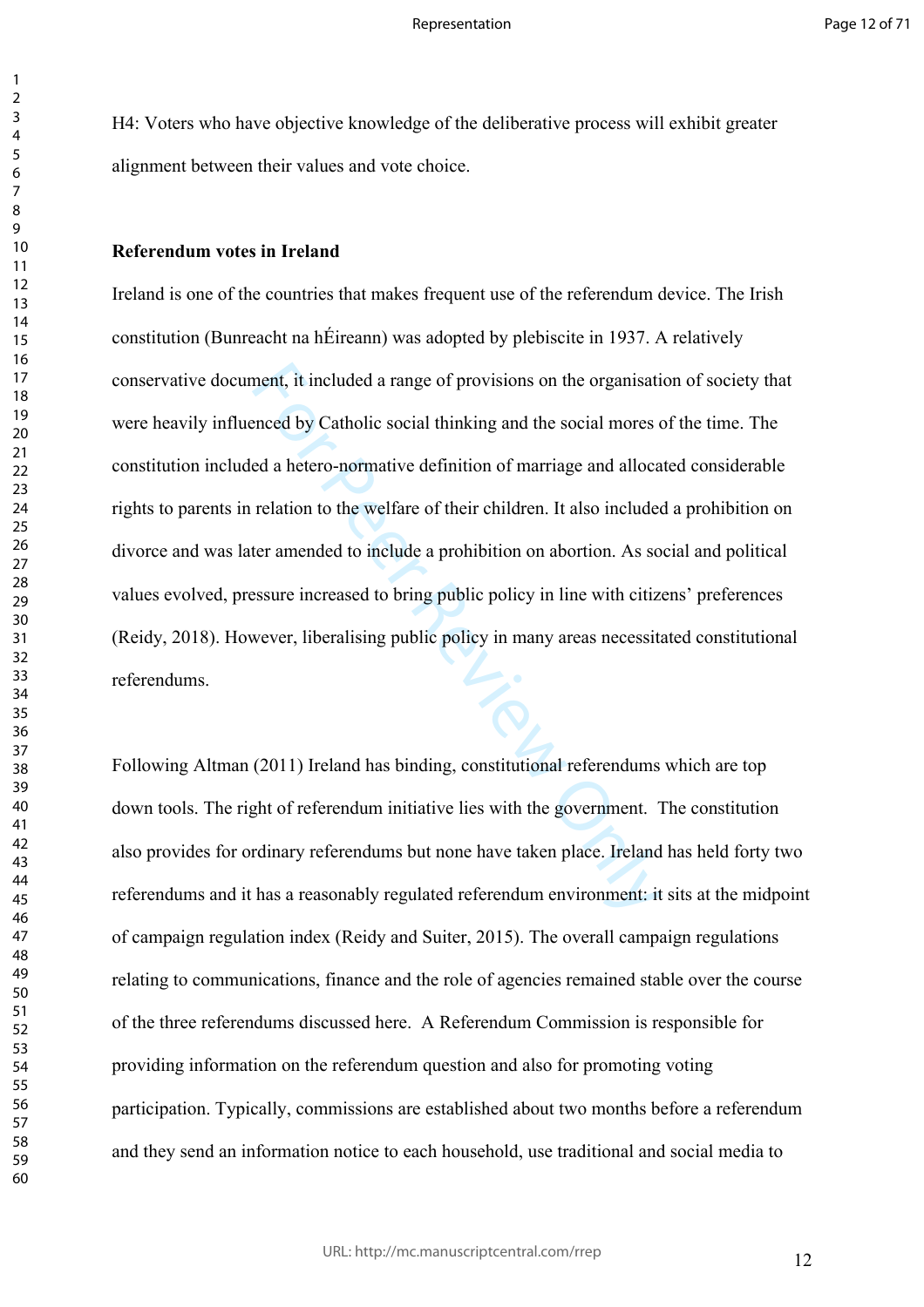H4: Voters who have objective knowledge of the deliberative process will exhibit greater alignment between their values and vote choice.

**Referendum votes in Ireland**

Ireland is one of the countries that makes frequent use of the referendum device. The Irish constitution (Bunreacht na hÉireann) was adopted by plebiscite in 1937. A relatively conservative document, it included a range of provisions on the organisation of society that were heavily influenced by Catholic social thinking and the social mores of the time. The constitution included a hetero-normative definition of marriage and allocated considerable rights to parents in relation to the welfare of their children. It also included a prohibition on divorce and was later amended to include a prohibition on abortion. As social and political values evolved, pressure increased to bring public policy in line with citizens' preferences (Reidy, 2018). However, liberalising public policy in many areas necessitated constitutional referendums.

Following Altman (2011) Ireland has binding, constitutional referendums which are top down tools. The right of referendum initiative lies with the government. The constitution also provides for ordinary referendums but none have taken place. Ireland has held forty two referendums and it has a reasonably regulated referendum environment: it sits at the midpoint of campaign regulation index (Reidy and Suiter, 2015). The overall campaign regulations relating to communications, finance and the role of agencies remained stable over the course of the three referendums discussed here. A Referendum Commission is responsible for providing information on the referendum question and also for promoting voting participation. Typically, commissions are established about two months before a referendum and they send an information notice to each household, use traditional and social media to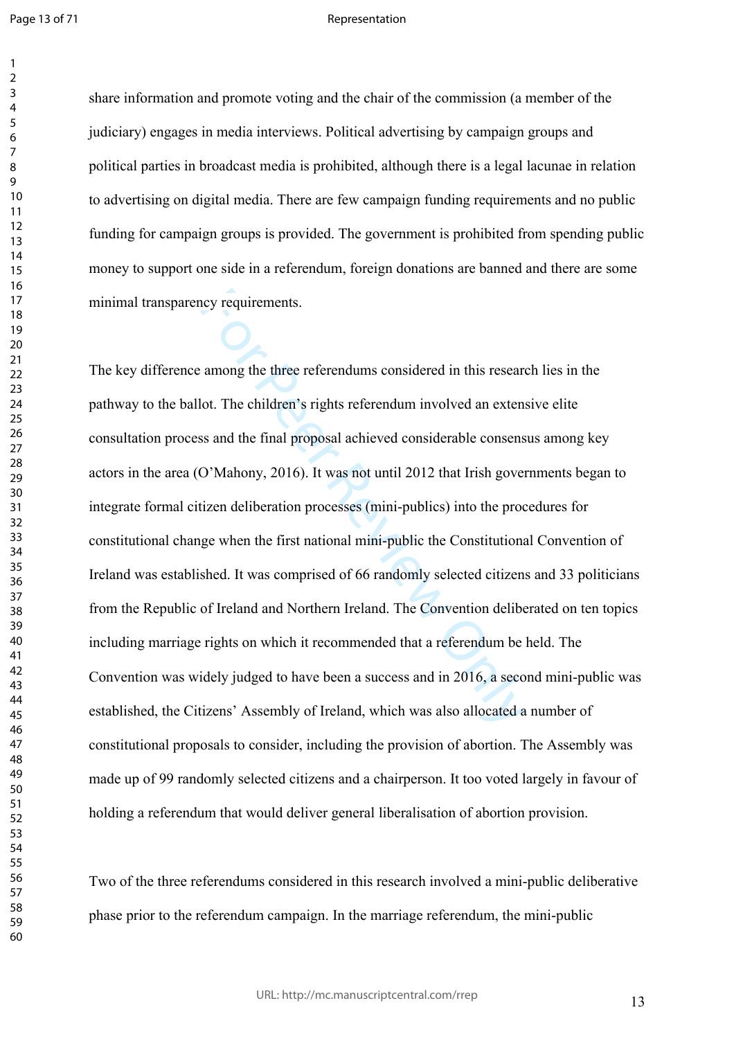share information and promote voting and the chair of the commission (a member of the judiciary) engages in media interviews. Political advertising by campaign groups and political parties in broadcast media is prohibited, although there is a legal lacunae in relation to advertising on digital media. There are few campaign funding requirements and no public funding for campaign groups is provided. The government is prohibited from spending public money to support one side in a referendum, foreign donations are banned and there are some minimal transparency requirements.

The key difference among the three referendums considered in this research lies in the pathway to the ballot. The children's rights referendum involved an extensive elite consultation process and the final proposal achieved considerable consensus among key actors in the area (O'Mahony, 2016). It was not until 2012 that Irish governments began to integrate formal citizen deliberation processes (mini-publics) into the procedures for constitutional change when the first national mini-public the Constitutional Convention of Ireland was established. It was comprised of 66 randomly selected citizens and 33 politicians from the Republic of Ireland and Northern Ireland. The Convention deliberated on ten topics including marriage rights on which it recommended that a referendum be held. The Convention was widely judged to have been a success and in 2016, a second mini-public was established, the Citizens' Assembly of Ireland, which was also allocated a number of constitutional proposals to consider, including the provision of abortion. The Assembly was made up of 99 randomly selected citizens and a chairperson. It too voted largely in favour of holding a referendum that would deliver general liberalisation of abortion provision.

Two of the three referendums considered in this research involved a mini-public deliberative phase prior to the referendum campaign. In the marriage referendum, the mini-public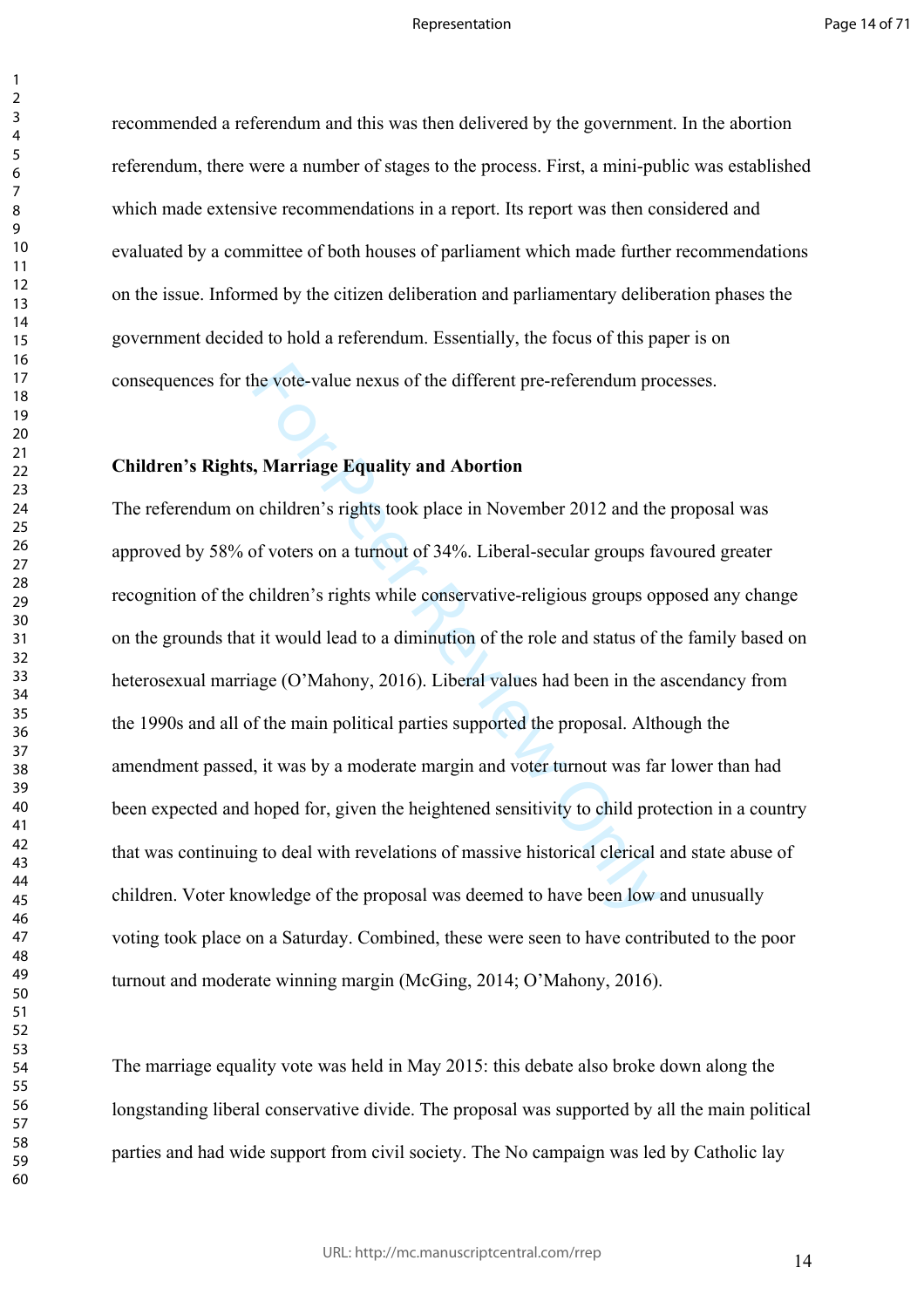recommended a referendum and this was then delivered by the government. In the abortion referendum, there were a number of stages to the process. First, a mini-public was established which made extensive recommendations in a report. Its report was then considered and evaluated by a committee of both houses of parliament which made further recommendations on the issue. Informed by the citizen deliberation and parliamentary deliberation phases the government decided to hold a referendum. Essentially, the focus of this paper is on consequences for the vote-value nexus of the different pre-referendum processes.

**Children's Rights, Marriage Equality and Abortion**

The referendum on children's rights took place in November 2012 and the proposal was approved by 58% of voters on a turnout of 34%. Liberal-secular groups favoured greater recognition of the children's rights while conservative-religious groups opposed any change on the grounds that it would lead to a diminution of the role and status of the family based on heterosexual marriage (O'Mahony, 2016). Liberal values had been in the ascendancy from the 1990s and all of the main political parties supported the proposal. Although the amendment passed, it was by a moderate margin and voter turnout was far lower than had been expected and hoped for, given the heightened sensitivity to child protection in a country that was continuing to deal with revelations of massive historical clerical and state abuse of children. Voter knowledge of the proposal was deemed to have been low and unusually voting took place on a Saturday. Combined, these were seen to have contributed to the poor turnout and moderate winning margin (McGing, 2014; O'Mahony, 2016).

The marriage equality vote was held in May 2015: this debate also broke down along the longstanding liberal conservative divide. The proposal was supported by all the main political parties and had wide support from civil society. The No campaign was led by Catholic lay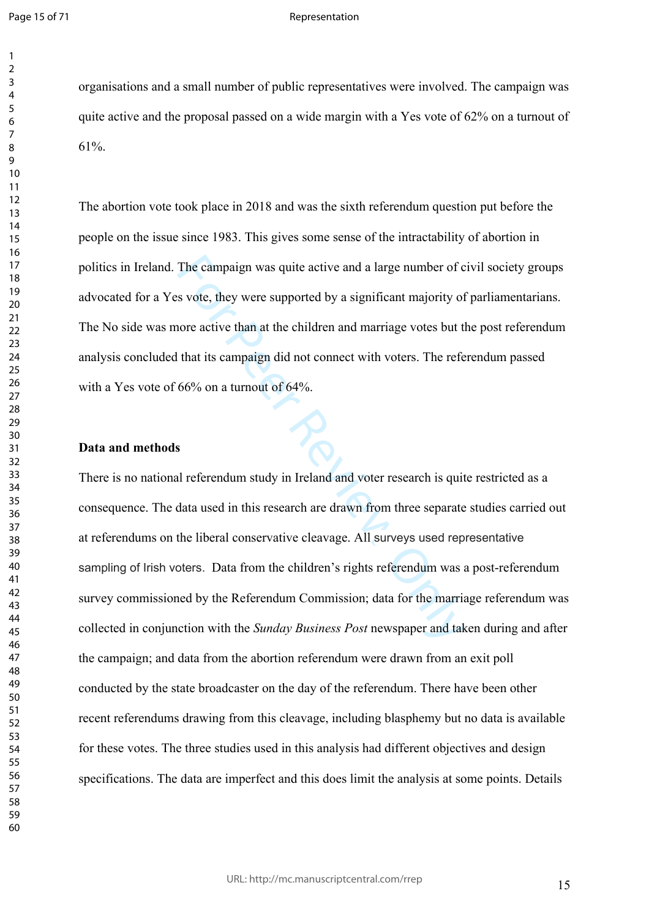organisations and a small number of public representatives were involved. The campaign was quite active and the proposal passed on a wide margin with a Yes vote of 62% on a turnout of 61%.

The abortion vote took place in 2018 and was the sixth referendum question put before the people on the issue since 1983. This gives some sense of the intractability of abortion in politics in Ireland. The campaign was quite active and a large number of civil society groups advocated for a Yes vote, they were supported by a significant majority of parliamentarians. The No side was more active than at the children and marriage votes but the post referendum analysis concluded that its campaign did not connect with voters. The referendum passed with a Yes vote of 66% on a turnout of 64%.

**Data and methods**

There is no national referendum study in Ireland and voter research is quite restricted as a consequence. The data used in this research are drawn from three separate studies carried out at referendums on the liberal conservative cleavage. All surveys used representative sampling of Irish voters. Data from the children's rights referendum was a post-referendum survey commissioned by the Referendum Commission; data for the marriage referendum was collected in conjunction with the *Sunday Business Post* newspaper and taken during and after the campaign; and data from the abortion referendum were drawn from an exit poll conducted by the state broadcaster on the day of the referendum. There have been other recent referendums drawing from this cleavage, including blasphemy but no data is available for these votes. The three studies used in this analysis had different objectives and design specifications. The data are imperfect and this does limit the analysis at some points. Details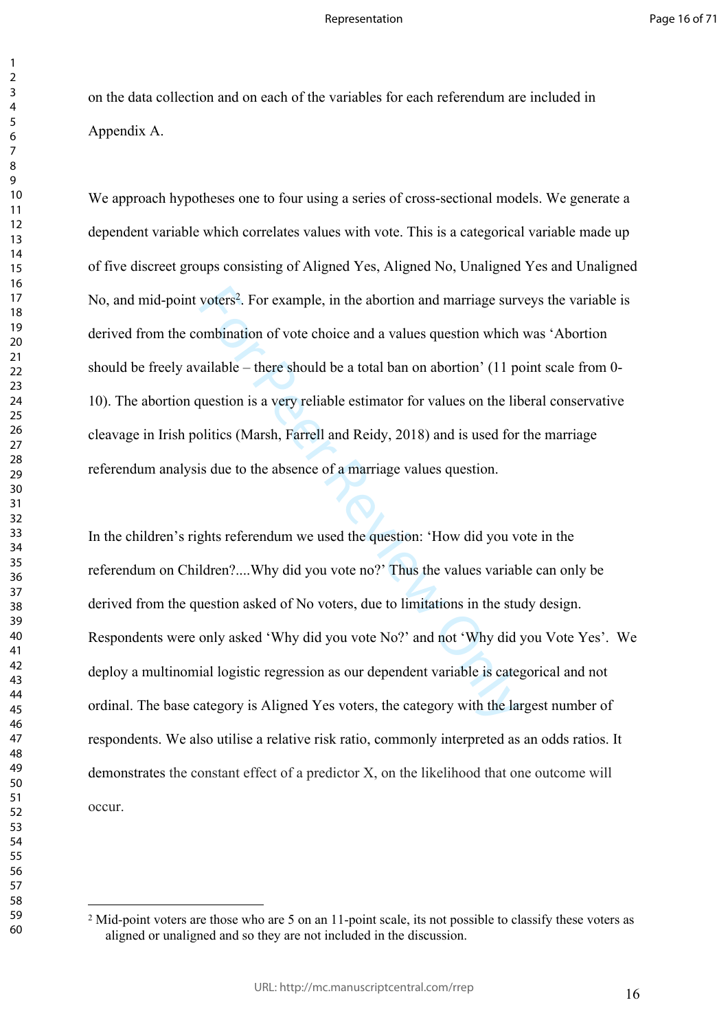on the data collection and on each of the variables for each referendum are included in Appendix A.

We approach hypotheses one to four using a series of cross-sectional models. We generate a dependent variable which correlates values with vote. This is a categorical variable made up of five discreet groups consisting of Aligned Yes, Aligned No, Unaligned Yes and Unaligned No, and mid-point voters[2]. For example, in the abortion and marriage surveys the variable is derived from the combination of vote choice and a values question which was 'Abortion should be freely available – there should be a total ban on abortion' (11 point scale from 0-10). The abortion question is a very reliable estimator for values on the liberal conservative cleavage in Irish politics (Marsh, Farrell and Reidy, 2018) and is used for the marriage referendum analysis due to the absence of a marriage values question.

In the children's rights referendum we used the question: 'How did you vote in the referendum on Children?....Why did you vote no?' Thus the values variable can only be derived from the question asked of No voters, due to limitations in the study design. Respondents were only asked 'Why did you vote No?' and not 'Why did you Vote Yes'. We deploy a multinomial logistic regression as our dependent variable is categorical and not ordinal. The base category is Aligned Yes voters, the category with the largest number of respondents. We also utilise a relative risk ratio, commonly interpreted as an odds ratios. It demonstrates the constant effect of a predictor X, on the likelihood that one outcome will occur.

---

[2] Mid-point voters are those who are 5 on an 11-point scale, its not possible to classify these voters as aligned or unaligned and so they are not included in the discussion.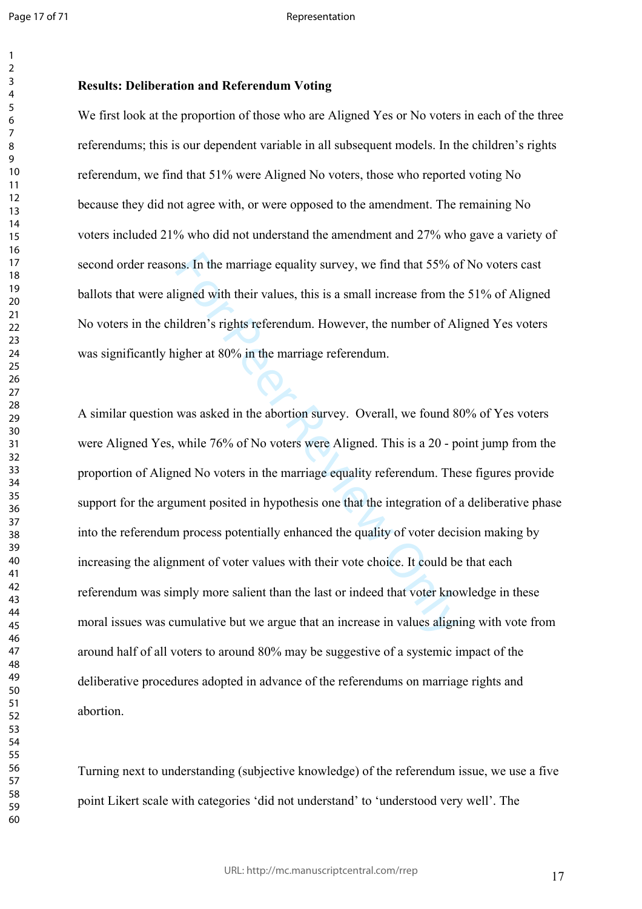**Results: Deliberation and Referendum Voting**

We first look at the proportion of those who are Aligned Yes or No voters in each of the three referendums; this is our dependent variable in all subsequent models. In the children's rights referendum, we find that 51% were Aligned No voters, those who reported voting No because they did not agree with, or were opposed to the amendment. The remaining No voters included 21% who did not understand the amendment and 27% who gave a variety of second order reasons. In the marriage equality survey, we find that 55% of No voters cast ballots that were aligned with their values, this is a small increase from the 51% of Aligned No voters in the children's rights referendum. However, the number of Aligned Yes voters was significantly higher at 80% in the marriage referendum.

A similar question was asked in the abortion survey. Overall, we found 80% of Yes voters were Aligned Yes, while 76% of No voters were Aligned. This is a 20 - point jump from the proportion of Aligned No voters in the marriage equality referendum. These figures provide support for the argument posited in hypothesis one that the integration of a deliberative phase into the referendum process potentially enhanced the quality of voter decision making by increasing the alignment of voter values with their vote choice. It could be that each referendum was simply more salient than the last or indeed that voter knowledge in these moral issues was cumulative but we argue that an increase in values aligning with vote from around half of all voters to around 80% may be suggestive of a systemic impact of the deliberative procedures adopted in advance of the referendums on marriage rights and abortion.

Turning next to understanding (subjective knowledge) of the referendum issue, we use a five point Likert scale with categories 'did not understand' to 'understood very well'. The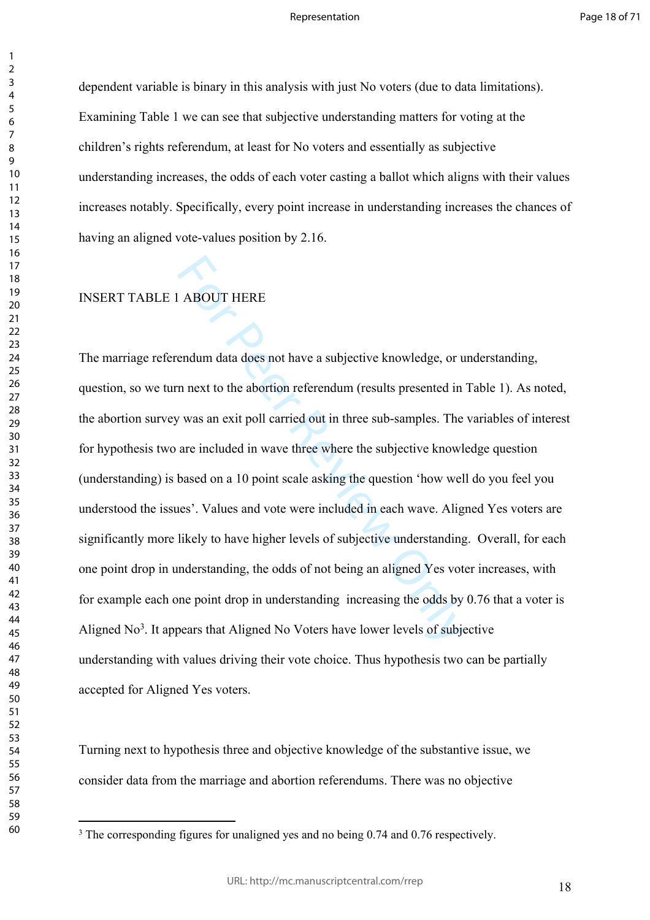dependent variable is binary in this analysis with just No voters (due to data limitations). Examining Table 1 we can see that subjective understanding matters for voting at the children's rights referendum, at least for No voters and essentially as subjective understanding increases, the odds of each voter casting a ballot which aligns with their values increases notably. Specifically, every point increase in understanding increases the chances of having an aligned vote-values position by 2.16.

INSERT TABLE 1 ABOUT HERE

The marriage referendum data does not have a subjective knowledge, or understanding, question, so we turn next to the abortion referendum (results presented in Table 1). As noted, the abortion survey was an exit poll carried out in three sub-samples. The variables of interest for hypothesis two are included in wave three where the subjective knowledge question (understanding) is based on a 10 point scale asking the question 'how well do you feel you understood the issues'. Values and vote were included in each wave. Aligned Yes voters are significantly more likely to have higher levels of subjective understanding. Overall, for each one point drop in understanding, the odds of not being an aligned Yes voter increases, with for example each one point drop in understanding increasing the odds by 0.76 that a voter is Aligned No[3]. It appears that Aligned No Voters have lower levels of subjective understanding with values driving their vote choice. Thus hypothesis two can be partially accepted for Aligned Yes voters.

Turning next to hypothesis three and objective knowledge of the substantive issue, we consider data from the marriage and abortion referendums. There was no objective

[3] The corresponding figures for unaligned yes and no being 0.74 and 0.76 respectively.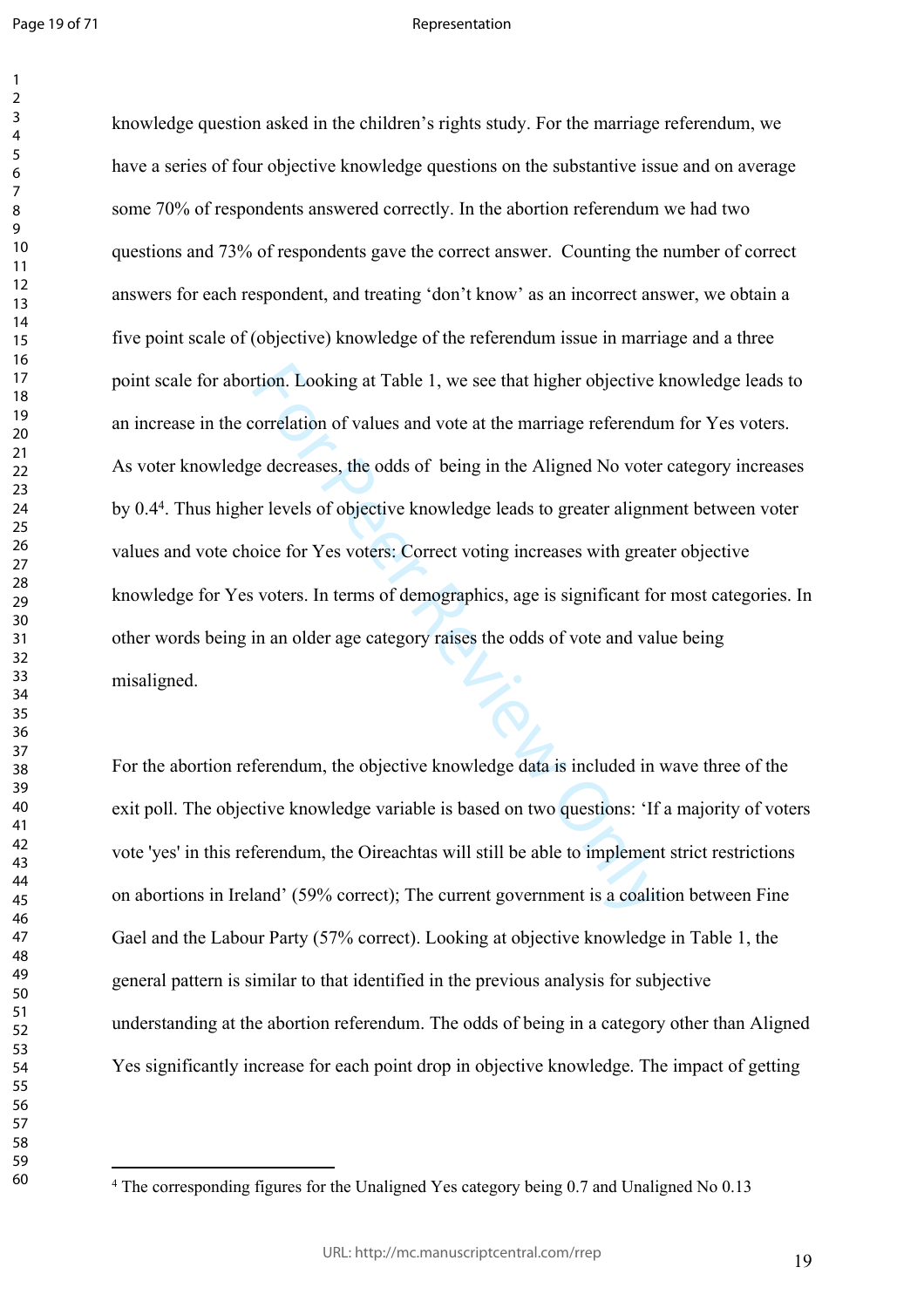knowledge question asked in the children's rights study. For the marriage referendum, we have a series of four objective knowledge questions on the substantive issue and on average some 70% of respondents answered correctly. In the abortion referendum we had two questions and 73% of respondents gave the correct answer. Counting the number of correct answers for each respondent, and treating 'don't know' as an incorrect answer, we obtain a five point scale of (objective) knowledge of the referendum issue in marriage and a three point scale for abortion. Looking at Table 1, we see that higher objective knowledge leads to an increase in the correlation of values and vote at the marriage referendum for Yes voters. As voter knowledge decreases, the odds of being in the Aligned No voter category increases by 0.4[4]. Thus higher levels of objective knowledge leads to greater alignment between voter values and vote choice for Yes voters: Correct voting increases with greater objective knowledge for Yes voters. In terms of demographics, age is significant for most categories. In other words being in an older age category raises the odds of vote and value being misaligned.

For the abortion referendum, the objective knowledge data is included in wave three of the exit poll. The objective knowledge variable is based on two questions: 'If a majority of voters vote 'yes' in this referendum, the Oireachtas will still be able to implement strict restrictions on abortions in Ireland' (59% correct); The current government is a coalition between Fine Gael and the Labour Party (57% correct). Looking at objective knowledge in Table 1, the general pattern is similar to that identified in the previous analysis for subjective understanding at the abortion referendum. The odds of being in a category other than Aligned Yes significantly increase for each point drop in objective knowledge. The impact of getting

[4] The corresponding figures for the Unaligned Yes category being 0.7 and Unaligned No 0.13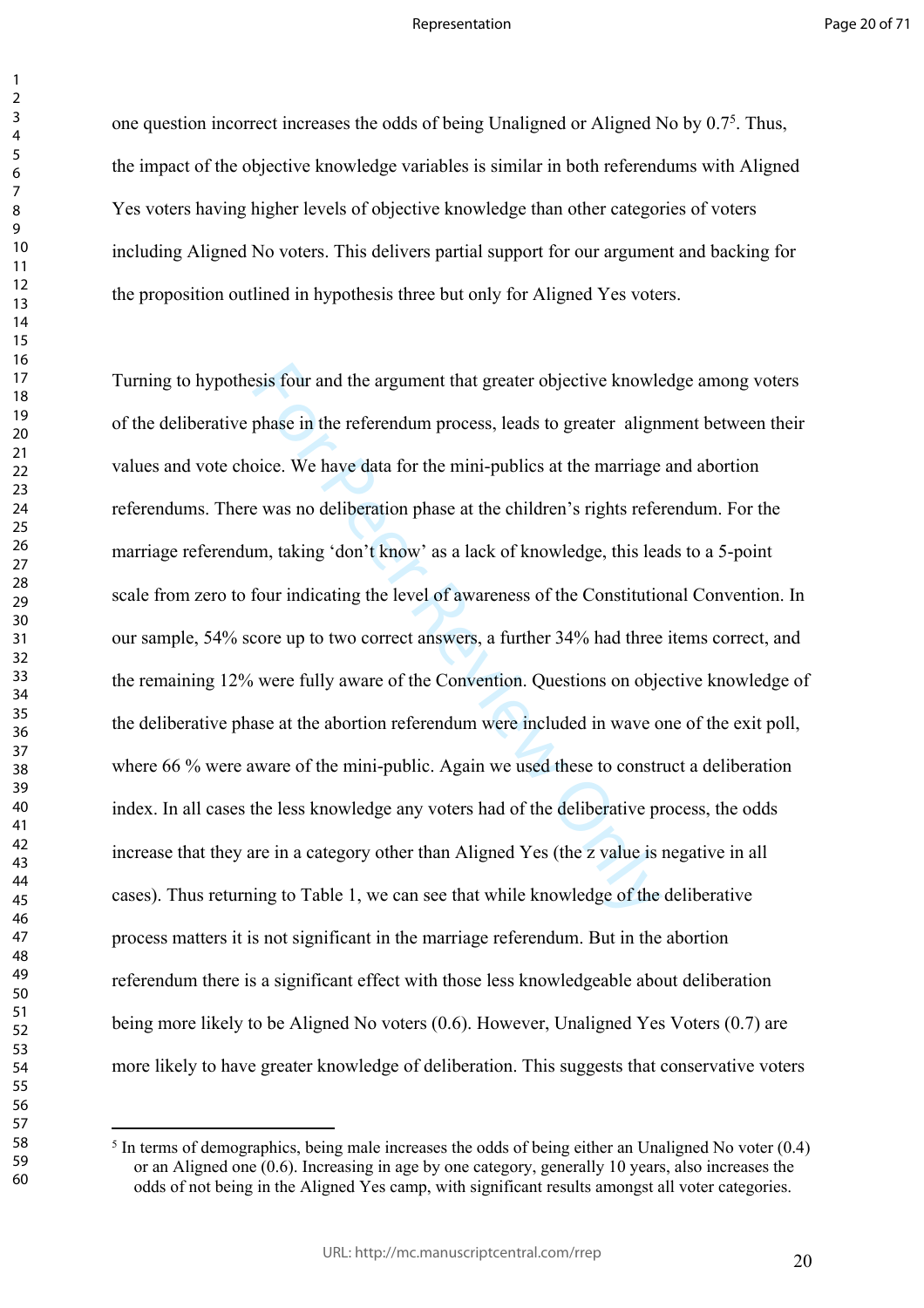one question incorrect increases the odds of being Unaligned or Aligned No by 0.7[5]. Thus, the impact of the objective knowledge variables is similar in both referendums with Aligned Yes voters having higher levels of objective knowledge than other categories of voters including Aligned No voters. This delivers partial support for our argument and backing for the proposition outlined in hypothesis three but only for Aligned Yes voters.

Turning to hypothesis four and the argument that greater objective knowledge among voters of the deliberative phase in the referendum process, leads to greater alignment between their values and vote choice. We have data for the mini-publics at the marriage and abortion referendums. There was no deliberation phase at the children's rights referendum. For the marriage referendum, taking 'don't know' as a lack of knowledge, this leads to a 5-point scale from zero to four indicating the level of awareness of the Constitutional Convention. In our sample, 54% score up to two correct answers, a further 34% had three items correct, and the remaining 12% were fully aware of the Convention. Questions on objective knowledge of the deliberative phase at the abortion referendum were included in wave one of the exit poll, where 66 % were aware of the mini-public. Again we used these to construct a deliberation index. In all cases the less knowledge any voters had of the deliberative process, the odds increase that they are in a category other than Aligned Yes (the z value is negative in all cases). Thus returning to Table 1, we can see that while knowledge of the deliberative process matters it is not significant in the marriage referendum. But in the abortion referendum there is a significant effect with those less knowledgeable about deliberation being more likely to be Aligned No voters (0.6). However, Unaligned Yes Voters (0.7) are more likely to have greater knowledge of deliberation. This suggests that conservative voters

[5] In terms of demographics, being male increases the odds of being either an Unaligned No voter (0.4) or an Aligned one (0.6). Increasing in age by one category, generally 10 years, also increases the odds of not being in the Aligned Yes camp, with significant results amongst all voter categories.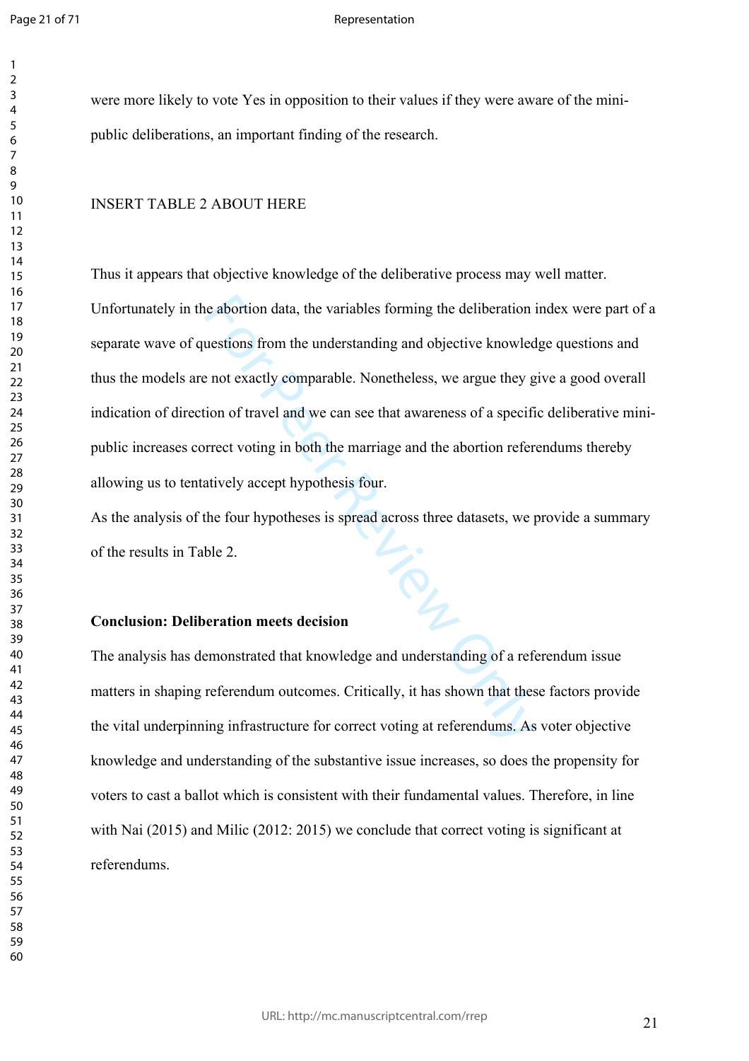were more likely to vote Yes in opposition to their values if they were aware of the mini-public deliberations, an important finding of the research.

INSERT TABLE 2 ABOUT HERE

Thus it appears that objective knowledge of the deliberative process may well matter. Unfortunately in the abortion data, the variables forming the deliberation index were part of a separate wave of questions from the understanding and objective knowledge questions and thus the models are not exactly comparable. Nonetheless, we argue they give a good overall indication of direction of travel and we can see that awareness of a specific deliberative mini-public increases correct voting in both the marriage and the abortion referendums thereby allowing us to tentatively accept hypothesis four.

As the analysis of the four hypotheses is spread across three datasets, we provide a summary of the results in Table 2.

## Conclusion: Deliberation meets decision

The analysis has demonstrated that knowledge and understanding of a referendum issue matters in shaping referendum outcomes. Critically, it has shown that these factors provide the vital underpinning infrastructure for correct voting at referendums. As voter objective knowledge and understanding of the substantive issue increases, so does the propensity for voters to cast a ballot which is consistent with their fundamental values. Therefore, in line with Nai (2015) and Milic (2012: 2015) we conclude that correct voting is significant at referendums.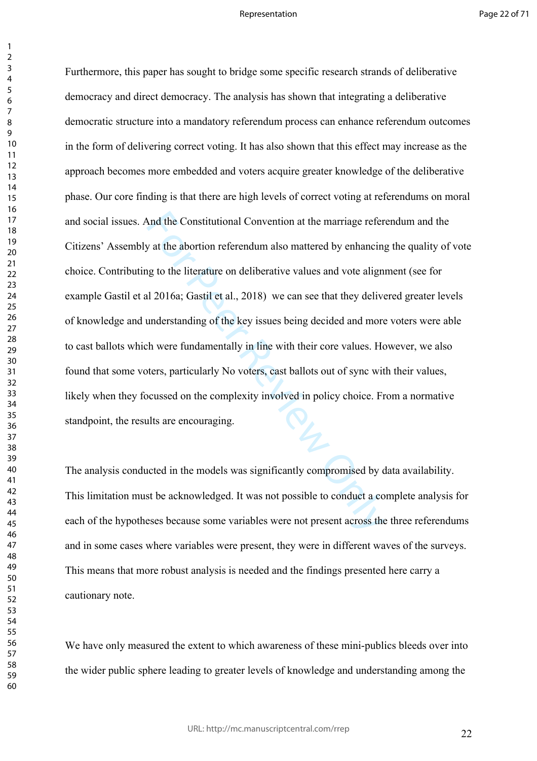Furthermore, this paper has sought to bridge some specific research strands of deliberative democracy and direct democracy. The analysis has shown that integrating a deliberative democratic structure into a mandatory referendum process can enhance referendum outcomes in the form of delivering correct voting. It has also shown that this effect may increase as the approach becomes more embedded and voters acquire greater knowledge of the deliberative phase. Our core finding is that there are high levels of correct voting at referendums on moral and social issues. And the Constitutional Convention at the marriage referendum and the Citizens' Assembly at the abortion referendum also mattered by enhancing the quality of vote choice. Contributing to the literature on deliberative values and vote alignment (see for example Gastil et al 2016a; Gastil et al., 2018) we can see that they delivered greater levels of knowledge and understanding of the key issues being decided and more voters were able to cast ballots which were fundamentally in line with their core values. However, we also found that some voters, particularly No voters, cast ballots out of sync with their values, likely when they focussed on the complexity involved in policy choice. From a normative standpoint, the results are encouraging.

The analysis conducted in the models was significantly compromised by data availability. This limitation must be acknowledged. It was not possible to conduct a complete analysis for each of the hypotheses because some variables were not present across the three referendums and in some cases where variables were present, they were in different waves of the surveys. This means that more robust analysis is needed and the findings presented here carry a cautionary note.

We have only measured the extent to which awareness of these mini-publics bleeds over into the wider public sphere leading to greater levels of knowledge and understanding among the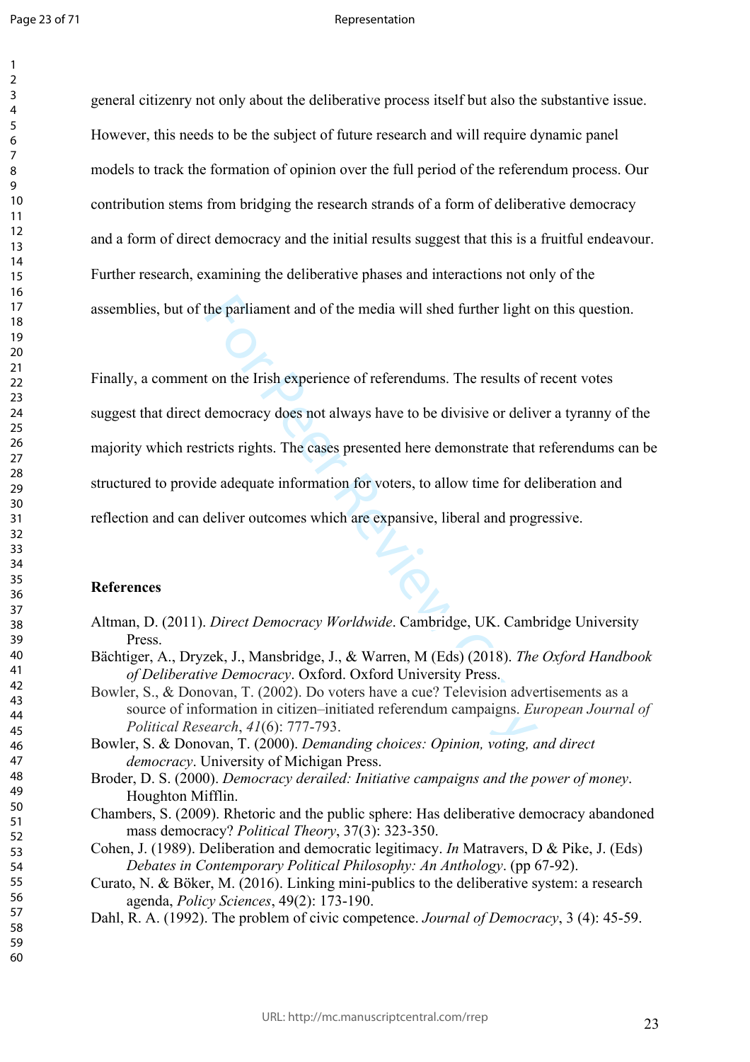general citizenry not only about the deliberative process itself but also the substantive issue. However, this needs to be the subject of future research and will require dynamic panel models to track the formation of opinion over the full period of the referendum process. Our contribution stems from bridging the research strands of a form of deliberative democracy and a form of direct democracy and the initial results suggest that this is a fruitful endeavour. Further research, examining the deliberative phases and interactions not only of the assemblies, but of the parliament and of the media will shed further light on this question.

Finally, a comment on the Irish experience of referendums. The results of recent votes suggest that direct democracy does not always have to be divisive or deliver a tyranny of the majority which restricts rights. The cases presented here demonstrate that referendums can be structured to provide adequate information for voters, to allow time for deliberation and reflection and can deliver outcomes which are expansive, liberal and progressive.

**References**

Altman, D. (2011). *Direct Democracy Worldwide*. Cambridge, UK. Cambridge University Press.

Bächtiger, A., Dryzek, J., Mansbridge, J., & Warren, M (Eds) (2018). *The Oxford Handbook of Deliberative Democracy*. Oxford. Oxford University Press.

Bowler, S., & Donovan, T. (2002). Do voters have a cue? Television advertisements as a source of information in citizen–initiated referendum campaigns. *European Journal of Political Research*, *41*(6): 777-793.

Bowler, S. & Donovan, T. (2000). *Demanding choices: Opinion, voting, and direct democracy*. University of Michigan Press.

Broder, D. S. (2000). *Democracy derailed: Initiative campaigns and the power of money*. Houghton Mifflin.

Chambers, S. (2009). Rhetoric and the public sphere: Has deliberative democracy abandoned mass democracy? *Political Theory*, 37(3): 323-350.

Cohen, J. (1989). Deliberation and democratic legitimacy. *In* Matravers, D & Pike, J. (Eds) *Debates in Contemporary Political Philosophy: An Anthology*. (pp 67-92).

Curato, N. & Böker, M. (2016). Linking mini-publics to the deliberative system: a research agenda, *Policy Sciences*, 49(2): 173-190.

Dahl, R. A. (1992). The problem of civic competence. *Journal of Democracy*, 3 (4): 45-59.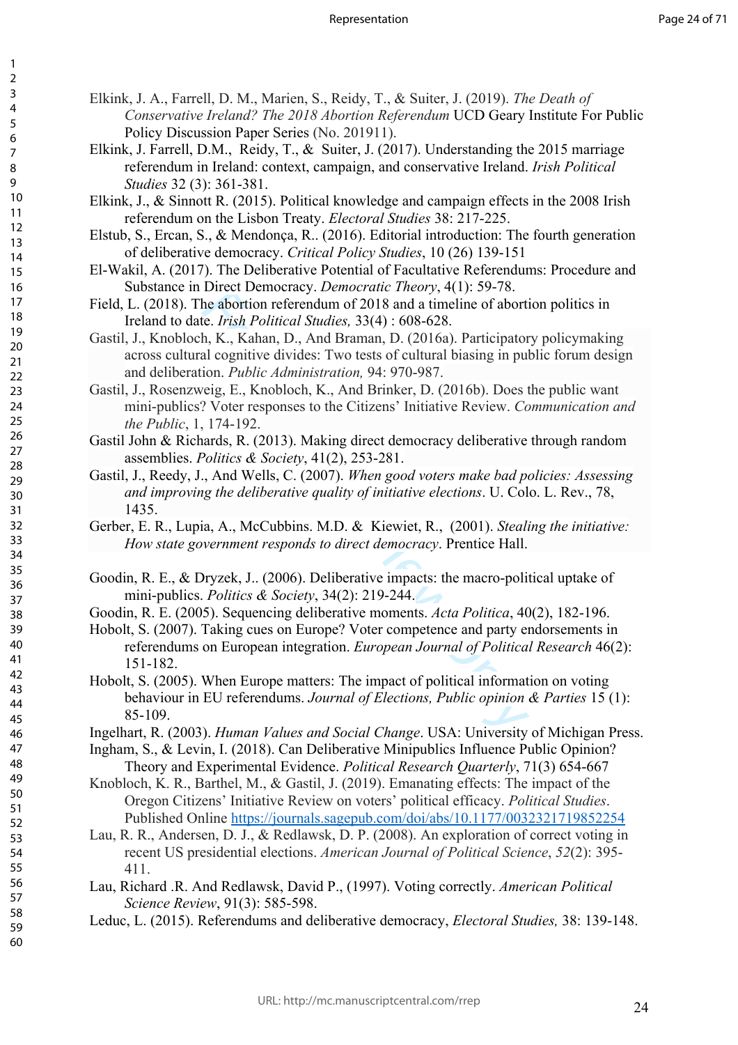Elkink, J. A., Farrell, D. M., Marien, S., Reidy, T., & Suiter, J. (2019). *The Death of Conservative Ireland? The 2018 Abortion Referendum* UCD Geary Institute For Public Policy Discussion Paper Series (No. 201911).

Elkink, J. Farrell, D.M., Reidy, T., & Suiter, J. (2017). Understanding the 2015 marriage referendum in Ireland: context, campaign, and conservative Ireland. *Irish Political Studies* 32 (3): 361-381.

Elkink, J., & Sinnott R. (2015). Political knowledge and campaign effects in the 2008 Irish referendum on the Lisbon Treaty. *Electoral Studies* 38: 217-225.

Elstub, S., Ercan, S., & Mendonça, R.. (2016). Editorial introduction: The fourth generation of deliberative democracy. *Critical Policy Studies*, 10 (26) 139-151

El-Wakil, A. (2017). The Deliberative Potential of Facultative Referendums: Procedure and Substance in Direct Democracy. *Democratic Theory*, 4(1): 59-78.

Field, L. (2018). The abortion referendum of 2018 and a timeline of abortion politics in Ireland to date. *Irish Political Studies,* 33(4) : 608-628.

Gastil, J., Knobloch, K., Kahan, D., And Braman, D. (2016a). Participatory policymaking across cultural cognitive divides: Two tests of cultural biasing in public forum design and deliberation. *Public Administration,* 94: 970-987.

Gastil, J., Rosenzweig, E., Knobloch, K., And Brinker, D. (2016b). Does the public want mini-publics? Voter responses to the Citizens' Initiative Review. *Communication and the Public*, 1, 174-192.

Gastil John & Richards, R. (2013). Making direct democracy deliberative through random assemblies. *Politics & Society*, 41(2), 253-281.

Gastil, J., Reedy, J., And Wells, C. (2007). *When good voters make bad policies: Assessing and improving the deliberative quality of initiative elections*. U. Colo. L. Rev., 78, 1435.

Gerber, E. R., Lupia, A., McCubbins. M.D. & Kiewiet, R., (2001). *Stealing the initiative: How state government responds to direct democracy*. Prentice Hall.

Goodin, R. E., & Dryzek, J.. (2006). Deliberative impacts: the macro-political uptake of mini-publics. *Politics & Society*, 34(2): 219-244.

Goodin, R. E. (2005). Sequencing deliberative moments. *Acta Politica*, 40(2), 182-196.

Hobolt, S. (2007). Taking cues on Europe? Voter competence and party endorsements in referendums on European integration. *European Journal of Political Research* 46(2): 151-182.

Hobolt, S. (2005). When Europe matters: The impact of political information on voting behaviour in EU referendums. *Journal of Elections, Public opinion & Parties* 15 (1): 85-109.

Ingelhart, R. (2003). *Human Values and Social Change*. USA: University of Michigan Press.

Ingham, S., & Levin, I. (2018). Can Deliberative Minipublics Influence Public Opinion? Theory and Experimental Evidence. *Political Research Quarterly*, 71(3) 654-667

Knobloch, K. R., Barthel, M., & Gastil, J. (2019). Emanating effects: The impact of the Oregon Citizens' Initiative Review on voters' political efficacy. *Political Studies*. Published Online https://journals.sagepub.com/doi/abs/10.1177/0032321719852254

Lau, R. R., Andersen, D. J., & Redlawsk, D. P. (2008). An exploration of correct voting in recent US presidential elections. *American Journal of Political Science*, *52*(2): 395-411.

Lau, Richard .R. And Redlawsk, David P., (1997). Voting correctly. *American Political Science Review*, 91(3): 585-598.

Leduc, L. (2015). Referendums and deliberative democracy, *Electoral Studies,* 38: 139-148.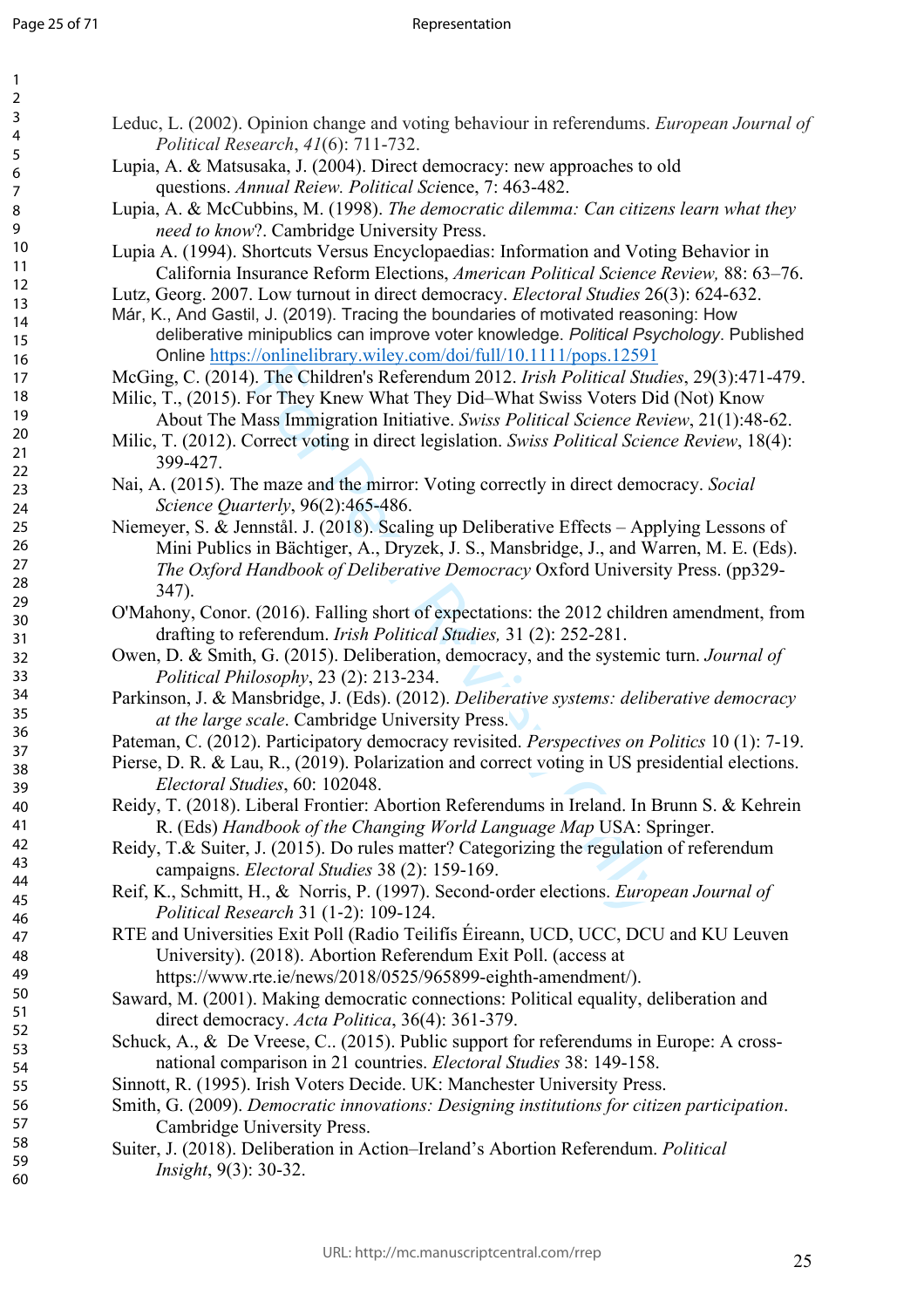Leduc, L. (2002). Opinion change and voting behaviour in referendums. *European Journal of Political Research*, *41*(6): 711-732.

Lupia, A. & Matsusaka, J. (2004). Direct democracy: new approaches to old questions. *Annual Reiew. Political Sci*ence, 7: 463-482.

Lupia, A. & McCubbins, M. (1998). *The democratic dilemma: Can citizens learn what they need to know*?. Cambridge University Press.

Lupia A. (1994). Shortcuts Versus Encyclopaedias: Information and Voting Behavior in California Insurance Reform Elections, *American Political Science Review,* 88: 63–76.

Lutz, Georg. 2007. Low turnout in direct democracy. *Electoral Studies* 26(3): 624-632.

Már, K., And Gastil, J. (2019). Tracing the boundaries of motivated reasoning: How deliberative minipublics can improve voter knowledge. *Political Psychology*. Published Online https://onlinelibrary.wiley.com/doi/full/10.1111/pops.12591

McGing, C. (2014). The Children's Referendum 2012. *Irish Political Studies*, 29(3):471-479.

Milic, T., (2015). For They Knew What They Did–What Swiss Voters Did (Not) Know About The Mass Immigration Initiative. *Swiss Political Science Review*, 21(1):48-62.

Milic, T. (2012). Correct voting in direct legislation. *Swiss Political Science Review*, 18(4): 399-427.

Nai, A. (2015). The maze and the mirror: Voting correctly in direct democracy. *Social Science Quarterly*, 96(2):465-486.

Niemeyer, S. & Jennstål. J. (2018). Scaling up Deliberative Effects – Applying Lessons of Mini Publics in Bächtiger, A., Dryzek, J. S., Mansbridge, J., and Warren, M. E. (Eds). *The Oxford Handbook of Deliberative Democracy* Oxford University Press. (pp329-347).

O'Mahony, Conor. (2016). Falling short of expectations: the 2012 children amendment, from drafting to referendum. *Irish Political Studies,* 31 (2): 252-281.

Owen, D. & Smith, G. (2015). Deliberation, democracy, and the systemic turn. *Journal of Political Philosophy*, 23 (2): 213-234.

Parkinson, J. & Mansbridge, J. (Eds). (2012). *Deliberative systems: deliberative democracy at the large scale*. Cambridge University Press.

Pateman, C. (2012). Participatory democracy revisited. *Perspectives on Politics* 10 (1): 7-19.

Pierse, D. R. & Lau, R., (2019). Polarization and correct voting in US presidential elections. *Electoral Studies*, 60: 102048.

Reidy, T. (2018). Liberal Frontier: Abortion Referendums in Ireland. In Brunn S. & Kehrein R. (Eds) *Handbook of the Changing World Language Map* USA: Springer.

Reidy, T.& Suiter, J. (2015). Do rules matter? Categorizing the regulation of referendum campaigns. *Electoral Studies* 38 (2): 159-169.

Reif, K., Schmitt, H., & Norris, P. (1997). Second‐order elections. *European Journal of Political Research* 31 (1‐2): 109-124.

RTE and Universities Exit Poll (Radio Teilifís Éireann, UCD, UCC, DCU and KU Leuven University). (2018). Abortion Referendum Exit Poll. (access at https://www.rte.ie/news/2018/0525/965899-eighth-amendment/).

Saward, M. (2001). Making democratic connections: Political equality, deliberation and direct democracy. *Acta Politica*, 36(4): 361-379.

Schuck, A., & De Vreese, C.. (2015). Public support for referendums in Europe: A cross-national comparison in 21 countries. *Electoral Studies* 38: 149-158.

Sinnott, R. (1995). Irish Voters Decide. UK: Manchester University Press.

Smith, G. (2009). *Democratic innovations: Designing institutions for citizen participation*. Cambridge University Press.

Suiter, J. (2018). Deliberation in Action–Ireland's Abortion Referendum. *Political Insight*, 9(3): 30-32.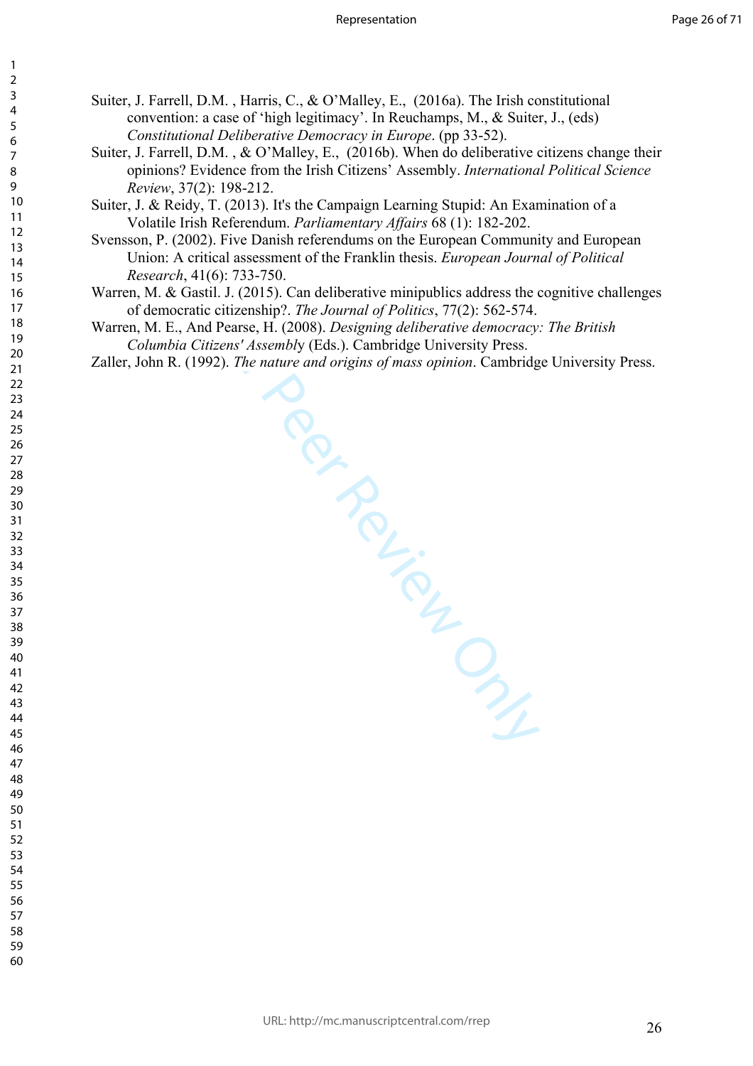Suiter, J. Farrell, D.M. , Harris, C., & O'Malley, E., (2016a). The Irish constitutional convention: a case of 'high legitimacy'. In Reuchamps, M., & Suiter, J., (eds) *Constitutional Deliberative Democracy in Europe*. (pp 33-52).

Suiter, J. Farrell, D.M. , & O'Malley, E., (2016b). When do deliberative citizens change their opinions? Evidence from the Irish Citizens' Assembly. *International Political Science Review*, 37(2): 198-212.

Suiter, J. & Reidy, T. (2013). It's the Campaign Learning Stupid: An Examination of a Volatile Irish Referendum. *Parliamentary Affairs* 68 (1): 182-202.

Svensson, P. (2002). Five Danish referendums on the European Community and European Union: A critical assessment of the Franklin thesis. *European Journal of Political Research*, 41(6): 733-750.

Warren, M. & Gastil. J. (2015). Can deliberative minipublics address the cognitive challenges of democratic citizenship?. *The Journal of Politics*, 77(2): 562-574.

Warren, M. E., And Pearse, H. (2008). *Designing deliberative democracy: The British Columbia Citizens' Assembly* (Eds.). Cambridge University Press.

Zaller, John R. (1992). *The nature and origins of mass opinion*. Cambridge University Press.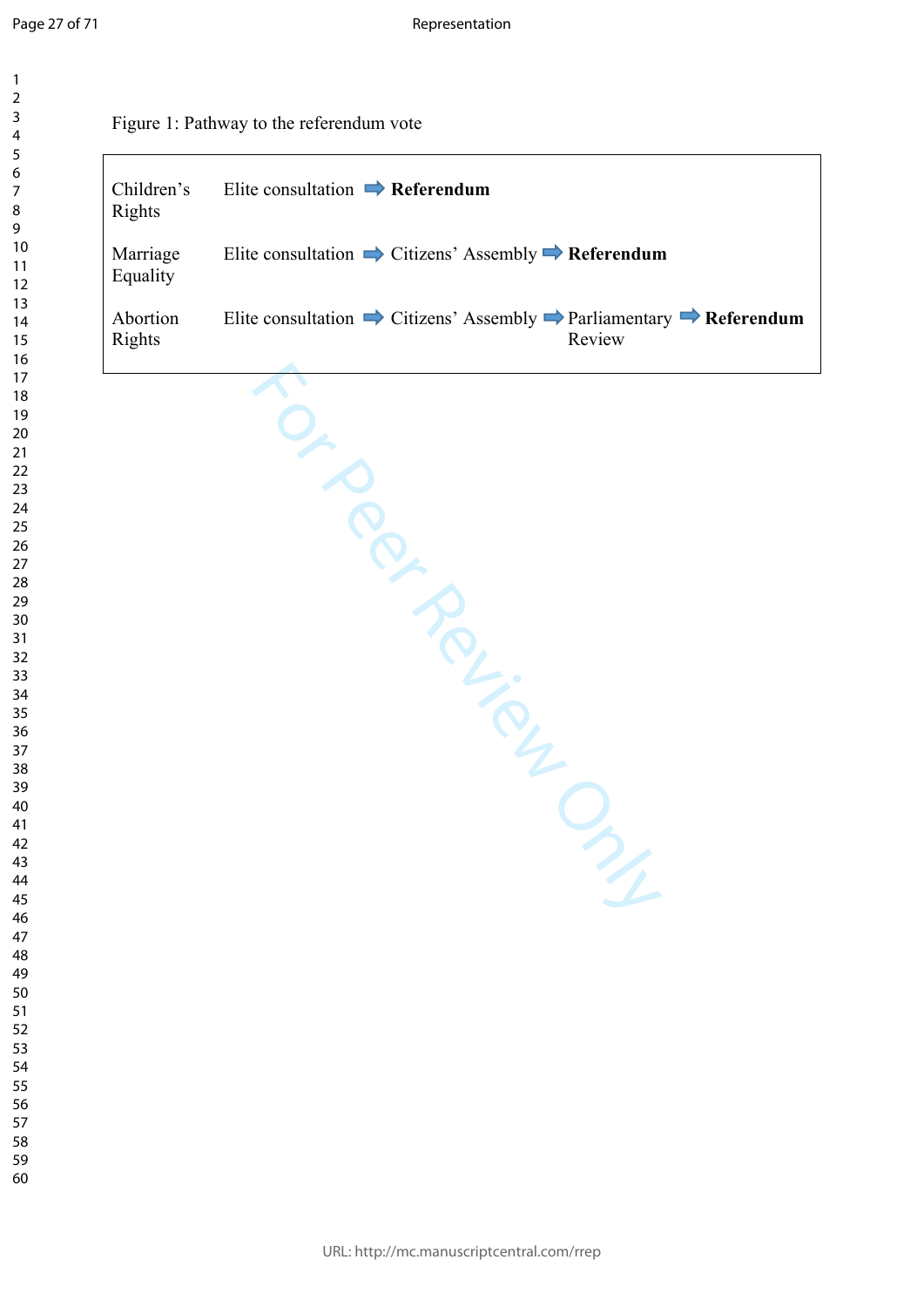Figure 1: Pathway to the referendum vote

| | |
|---|---|
| Children's Rights | Elite consultation ➡ **Referendum** |
| Marriage Equality | Elite consultation ➡ Citizens' Assembly ➡ **Referendum** |
| Abortion Rights | Elite consultation ➡ Citizens' Assembly ➡ Parliamentary Review ➡ **Referendum** |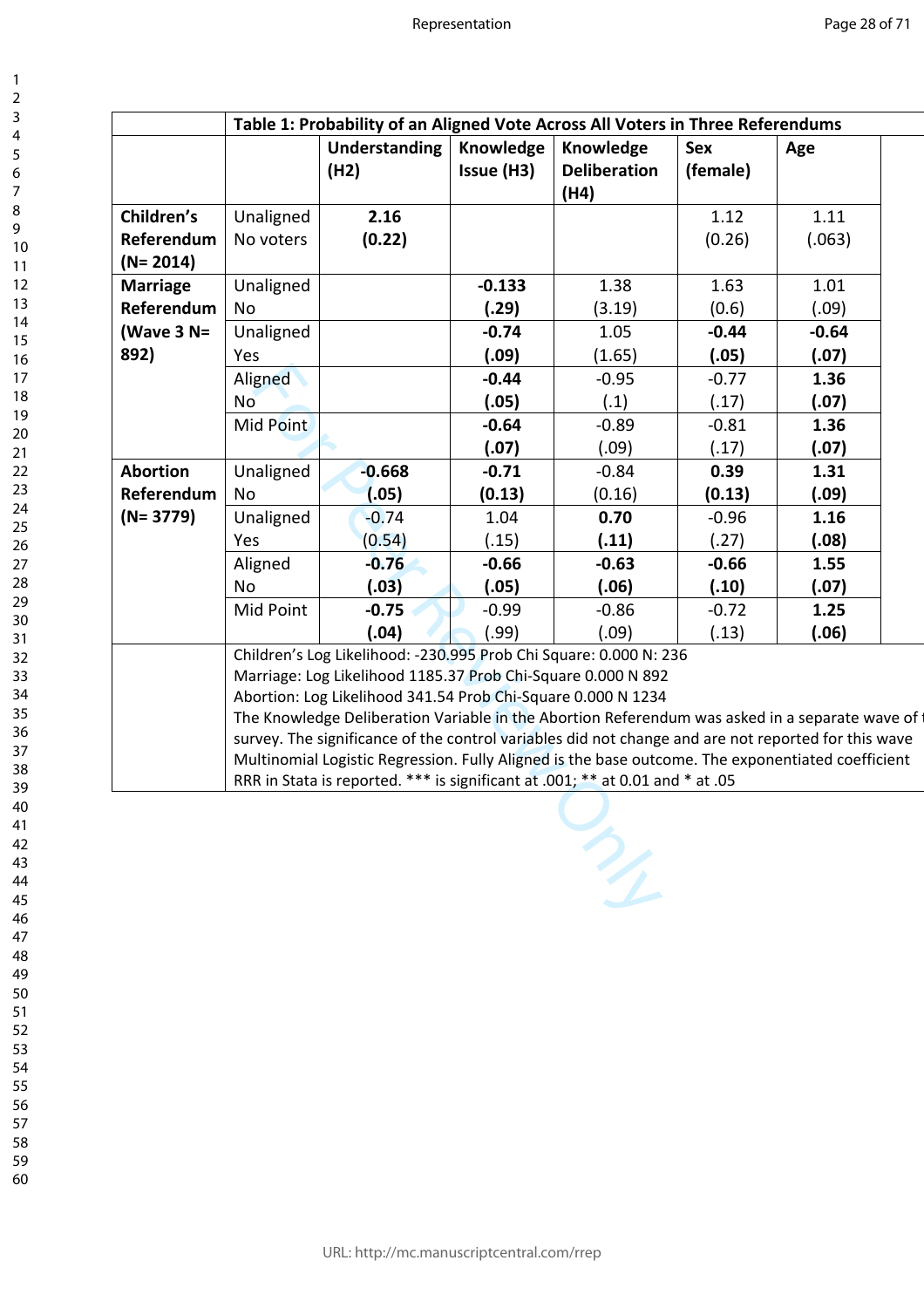| | Table 1: Probability of an Aligned Vote Across All Voters in Three Referendums | | | | | |
|---|---|---|---|---|---|---|
| | | Understanding (H2) | Knowledge Issue (H3) | Knowledge Deliberation (H4) | Sex (female) | Age |
| **Children's Referendum (N= 2014)** | Unaligned No voters | **2.16 (0.22)** | | | 1.12 (0.26) | 1.11 (.063) |
| **Marriage Referendum (Wave 3 N= 892)** | Unaligned No | | **-0.133 (.29)** | 1.38 (3.19) | 1.63 (0.6) | 1.01 (.09) |
| | Unaligned Yes | | **-0.74 (.09)** | 1.05 (1.65) | **-0.44 (.05)** | **-0.64 (.07)** |
| | Aligned No | | **-0.44 (.05)** | -0.95 (.1) | -0.77 (.17) | **1.36 (.07)** |
| | Mid Point | | **-0.64 (.07)** | -0.89 (.09) | -0.81 (.17) | **1.36 (.07)** |
| **Abortion Referendum (N= 3779)** | Unaligned No | **-0.668 (.05)** | **-0.71 (0.13)** | -0.84 (0.16) | **0.39 (0.13)** | **1.31 (.09)** |
| | Unaligned Yes | -0.74 (0.54) | 1.04 (.15) | **0.70 (.11)** | -0.96 (.27) | **1.16 (.08)** |
| | Aligned No | **-0.76 (.03)** | **-0.66 (.05)** | **-0.63 (.06)** | **-0.66 (.10)** | **1.55 (.07)** |
| | Mid Point | **-0.75 (.04)** | -0.99 (.99) | -0.86 (.09) | -0.72 (.13) | **1.25 (.06)** |

Children's Log Likelihood: -230.995 Prob Chi Square: 0.000 N: 236
Marriage: Log Likelihood 1185.37 Prob Chi-Square 0.000 N 892
Abortion: Log Likelihood 341.54 Prob Chi-Square 0.000 N 1234
The Knowledge Deliberation Variable in the Abortion Referendum was asked in a separate wave of t survey. The significance of the control variables did not change and are not reported for this wave Multinomial Logistic Regression. Fully Aligned is the base outcome. The exponentiated coefficient RRR in Stata is reported. *** is significant at .001; ** at 0.01 and * at .05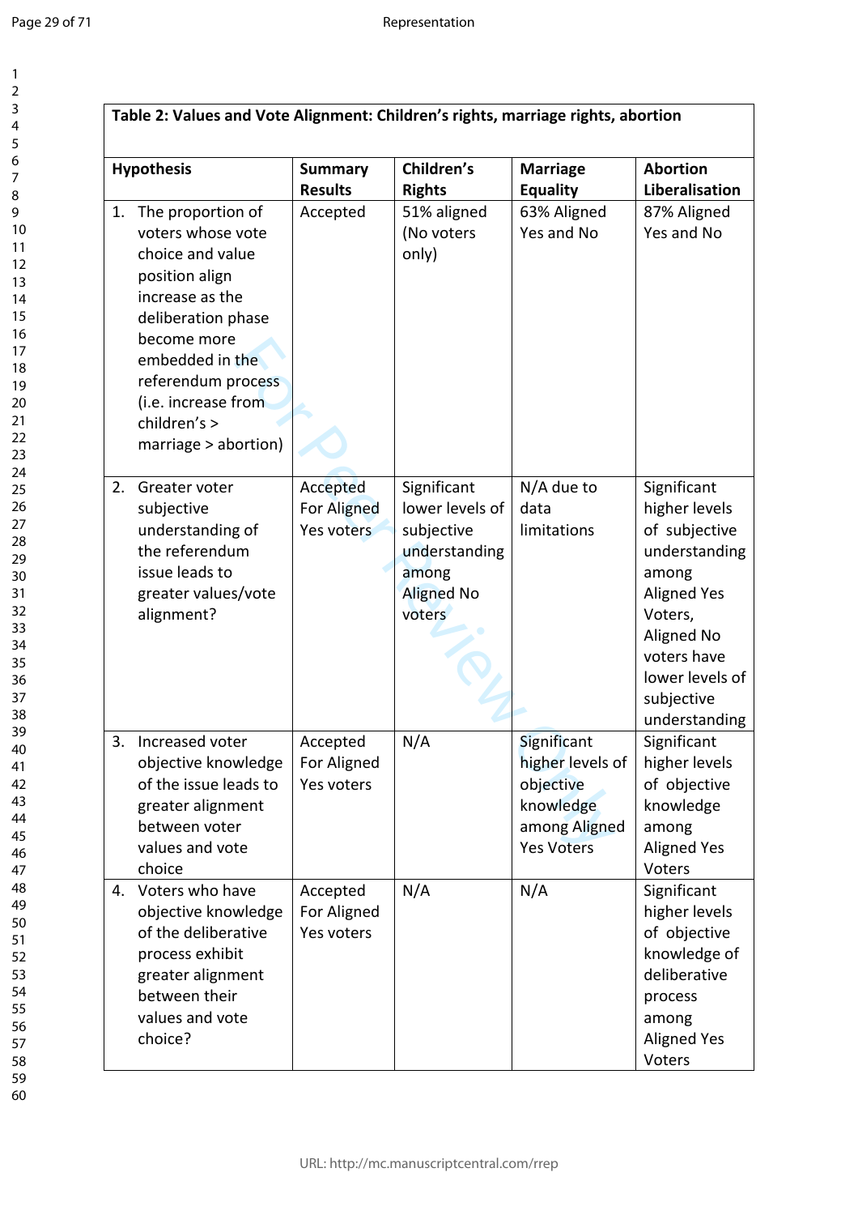| Table 2: Values and Vote Alignment: Children's rights, marriage rights, abortion | | | | |
|---|---|---|---|---|
| **Hypothesis** | **Summary Results** | **Children's Rights** | **Marriage Equality** | **Abortion Liberalisation** |
| 1. The proportion of voters whose vote choice and value position align increase as the deliberation phase become more embedded in the referendum process (i.e. increase from children's > marriage > abortion) | Accepted | 51% aligned (No voters only) | 63% Aligned Yes and No | 87% Aligned Yes and No |
| 2. Greater voter subjective understanding of the referendum issue leads to greater values/vote alignment? | Accepted For Aligned Yes voters | Significant lower levels of subjective understanding among Aligned No voters | N/A due to data limitations | Significant higher levels of subjective understanding among Aligned Yes Voters, Aligned No voters have lower levels of subjective understanding |
| 3. Increased voter objective knowledge of the issue leads to greater alignment between voter values and vote choice | Accepted For Aligned Yes voters | N/A | Significant higher levels of objective knowledge among Aligned Yes Voters | Significant higher levels of objective knowledge among Aligned Yes Voters |
| 4. Voters who have objective knowledge of the deliberative process exhibit greater alignment between their values and vote choice? | Accepted For Aligned Yes voters | N/A | N/A | Significant higher levels of objective knowledge of deliberative process among Aligned Yes Voters |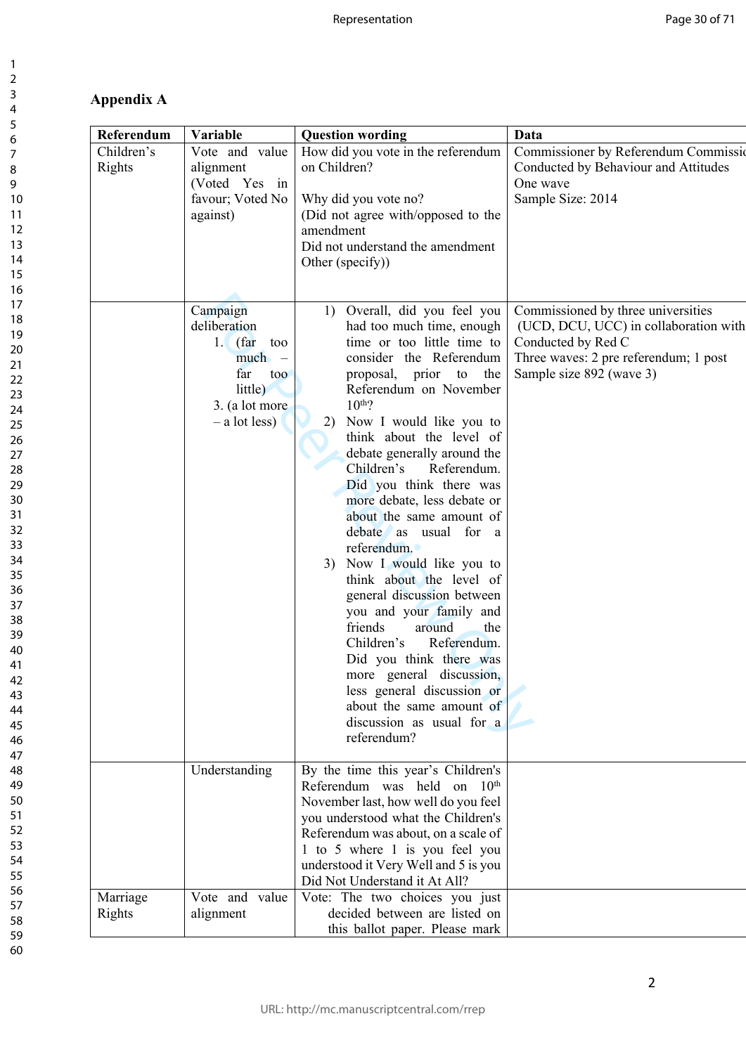## Appendix A

| Referendum | Variable | Question wording | Data |
|---|---|---|---|
| Children's Rights | Vote and value alignment (Voted Yes in favour; Voted No against) | How did you vote in the referendum on Children?<br><br>Why did you vote no?<br>(Did not agree with/opposed to the amendment<br>Did not understand the amendment<br>Other (specify)) | Commissioner by Referendum Commissio<br>Conducted by Behaviour and Attitudes<br>One wave<br>Sample Size: 2014 |
| | Campaign deliberation<br>1. (far too much – far too little)<br>3. (a lot more – a lot less) | 1) Overall, did you feel you had too much time, enough time or too little time to consider the Referendum proposal, prior to the Referendum on November 10th?<br>2) Now I would like you to think about the level of debate generally around the Children's Referendum. Did you think there was more debate, less debate or about the same amount of debate as usual for a referendum.<br>3) Now I would like you to think about the level of general discussion between you and your family and friends around the Children's Referendum. Did you think there was more general discussion, less general discussion or about the same amount of discussion as usual for a referendum? | Commissioned by three universities (UCD, DCU, UCC) in collaboration with<br>Conducted by Red C<br>Three waves: 2 pre referendum; 1 post<br>Sample size 892 (wave 3) |
| | Understanding | By the time this year's Children's Referendum was held on 10th November last, how well do you feel you understood what the Children's Referendum was about, on a scale of 1 to 5 where 1 is you feel you understood it Very Well and 5 is you Did Not Understand it At All? | |
| Marriage Rights | Vote and value alignment | Vote: The two choices you just decided between are listed on this ballot paper. Please mark | |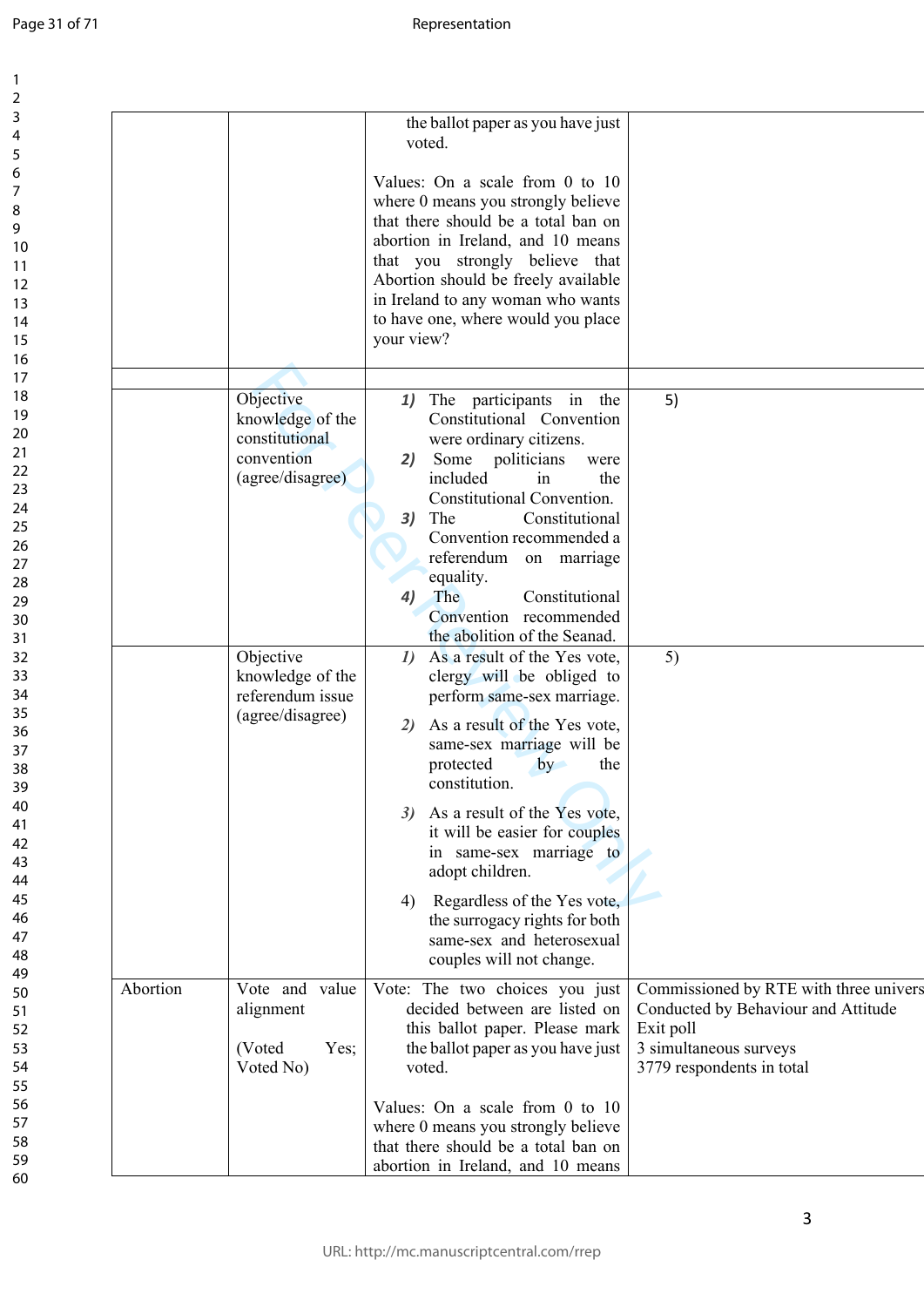| | | | |
|---|---|---|---|
| | | the ballot paper as you have just voted.<br><br>Values: On a scale from 0 to 10 where 0 means you strongly believe that there should be a total ban on abortion in Ireland, and 10 means that you strongly believe that Abortion should be freely available in Ireland to any woman who wants to have one, where would you place your view? | |
| | | | |
| | Objective knowledge of the constitutional convention (agree/disagree) | ***1)*** The participants in the Constitutional Convention were ordinary citizens.<br>***2)*** Some politicians were included in the Constitutional Convention.<br>***3)*** The Constitutional Convention recommended a referendum on marriage equality.<br>***4)*** The Constitutional Convention recommended the abolition of the Seanad. | 5) |
| | Objective knowledge of the referendum issue (agree/disagree) | *1)* As a result of the Yes vote, clergy will be obliged to perform same-sex marriage.<br>*2)* As a result of the Yes vote, same-sex marriage will be protected by the constitution.<br>*3)* As a result of the Yes vote, it will be easier for couples in same-sex marriage to adopt children.<br>4) Regardless of the Yes vote, the surrogacy rights for both same-sex and heterosexual couples will not change. | 5) |
| Abortion | Vote and value alignment<br><br>(Voted Yes; Voted No) | Vote: The two choices you just decided between are listed on this ballot paper. Please mark the ballot paper as you have just voted.<br><br>Values: On a scale from 0 to 10 where 0 means you strongly believe that there should be a total ban on abortion in Ireland, and 10 means | Commissioned by RTE with three univers<br>Conducted by Behaviour and Attitude<br>Exit poll<br>3 simultaneous surveys<br>3779 respondents in total |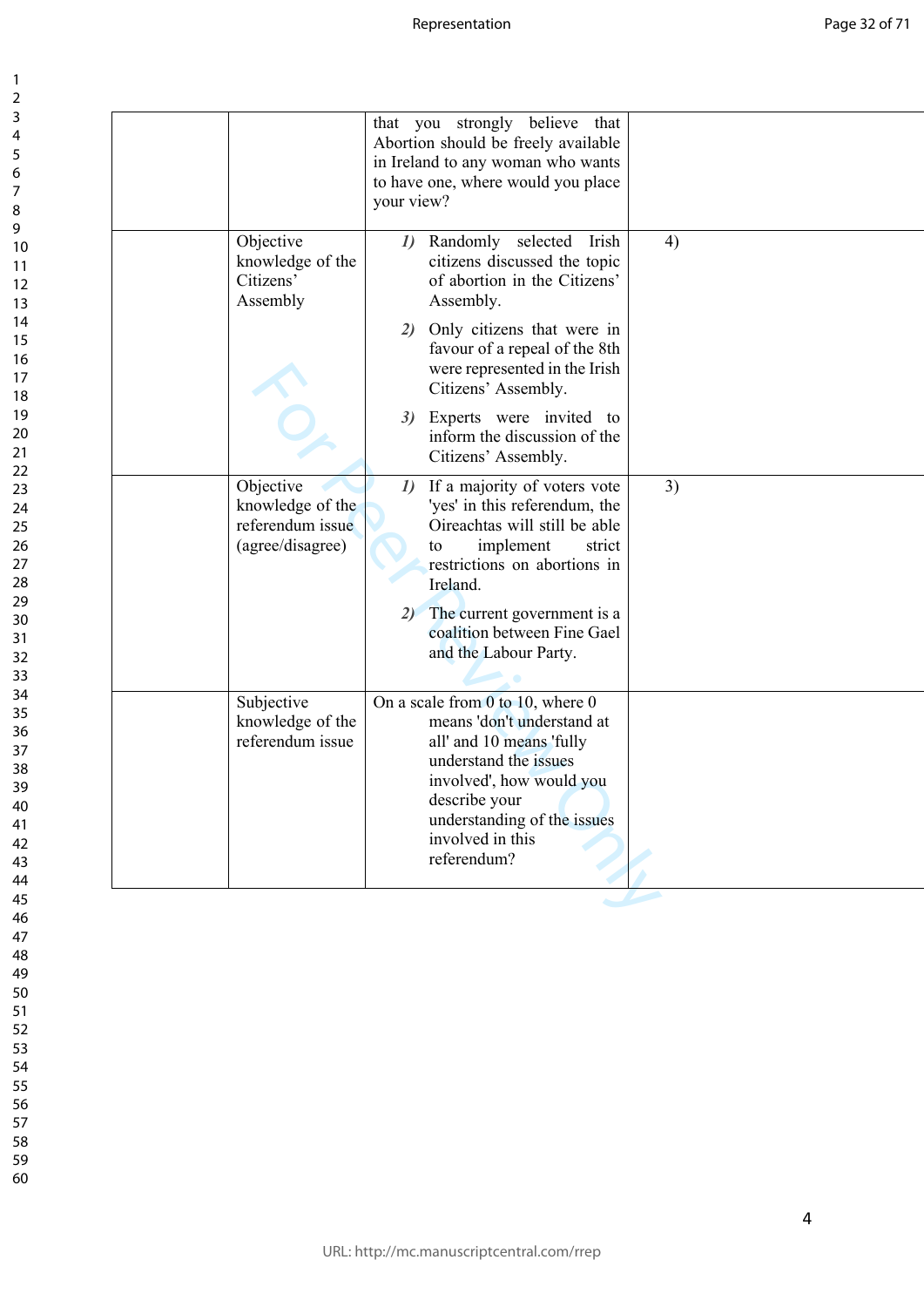| | | | |
|---|---|---|---|
| | | that you strongly believe that Abortion should be freely available in Ireland to any woman who wants to have one, where would you place your view? | |
| | Objective knowledge of the Citizens' Assembly | *1)* Randomly selected Irish citizens discussed the topic of abortion in the Citizens' Assembly.<br>*2)* Only citizens that were in favour of a repeal of the 8th were represented in the Irish Citizens' Assembly.<br>*3)* Experts were invited to inform the discussion of the Citizens' Assembly. | 4) |
| | Objective knowledge of the referendum issue (agree/disagree) | *1)* If a majority of voters vote 'yes' in this referendum, the Oireachtas will still be able to implement strict restrictions on abortions in Ireland.<br>*2)* The current government is a coalition between Fine Gael and the Labour Party. | 3) |
| | Subjective knowledge of the referendum issue | On a scale from 0 to 10, where 0 means 'don't understand at all' and 10 means 'fully understand the issues involved', how would you describe your understanding of the issues involved in this referendum? | |